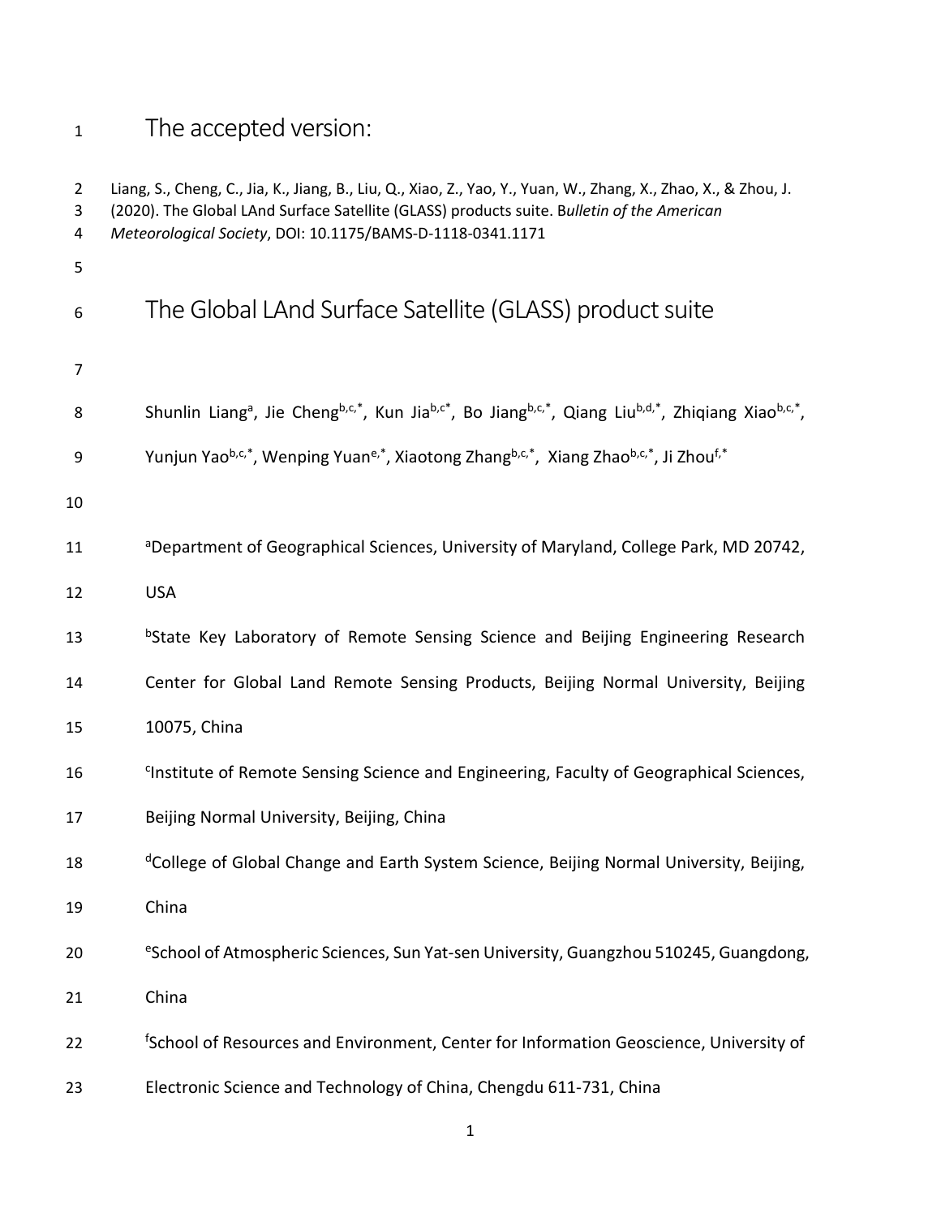# The accepted version:

Liang, S., Cheng, C., Jia, K., Jiang, B., Liu, Q., Xiao, Z., Yao, Y., Yuan, W., Zhang, X., Zhao, X., & Zhou, J. (2020). The Global LAnd Surface Satellite (GLASS) products suite. B*ulletin of the American Meteorological Society*, DOI: 10.1175/BAMS-D-1118-0341.1171

# The Global LAnd Surface Satellite (GLASS) product suite

Shunlin Liang[a], Jie Cheng[b,c,*], Kun Jia[b,c*], Bo Jiang[b,c,*], Qiang Liu[b,d,*], Zhiqiang Xiao[b,c,*], Yunjun Yao[b,c,*], Wenping Yuan[e,*], Xiaotong Zhang[b,c,*], Xiang Zhao[b,c,*], Ji Zhou[f,*]

[a]Department of Geographical Sciences, University of Maryland, College Park, MD 20742, USA

[b]State Key Laboratory of Remote Sensing Science and Beijing Engineering Research Center for Global Land Remote Sensing Products, Beijing Normal University, Beijing 10075, China

[c]Institute of Remote Sensing Science and Engineering, Faculty of Geographical Sciences, Beijing Normal University, Beijing, China

[d]College of Global Change and Earth System Science, Beijing Normal University, Beijing, China

[e]School of Atmospheric Sciences, Sun Yat-sen University, Guangzhou 510245, Guangdong, China

[f]School of Resources and Environment, Center for Information Geoscience, University of Electronic Science and Technology of China, Chengdu 611-731, China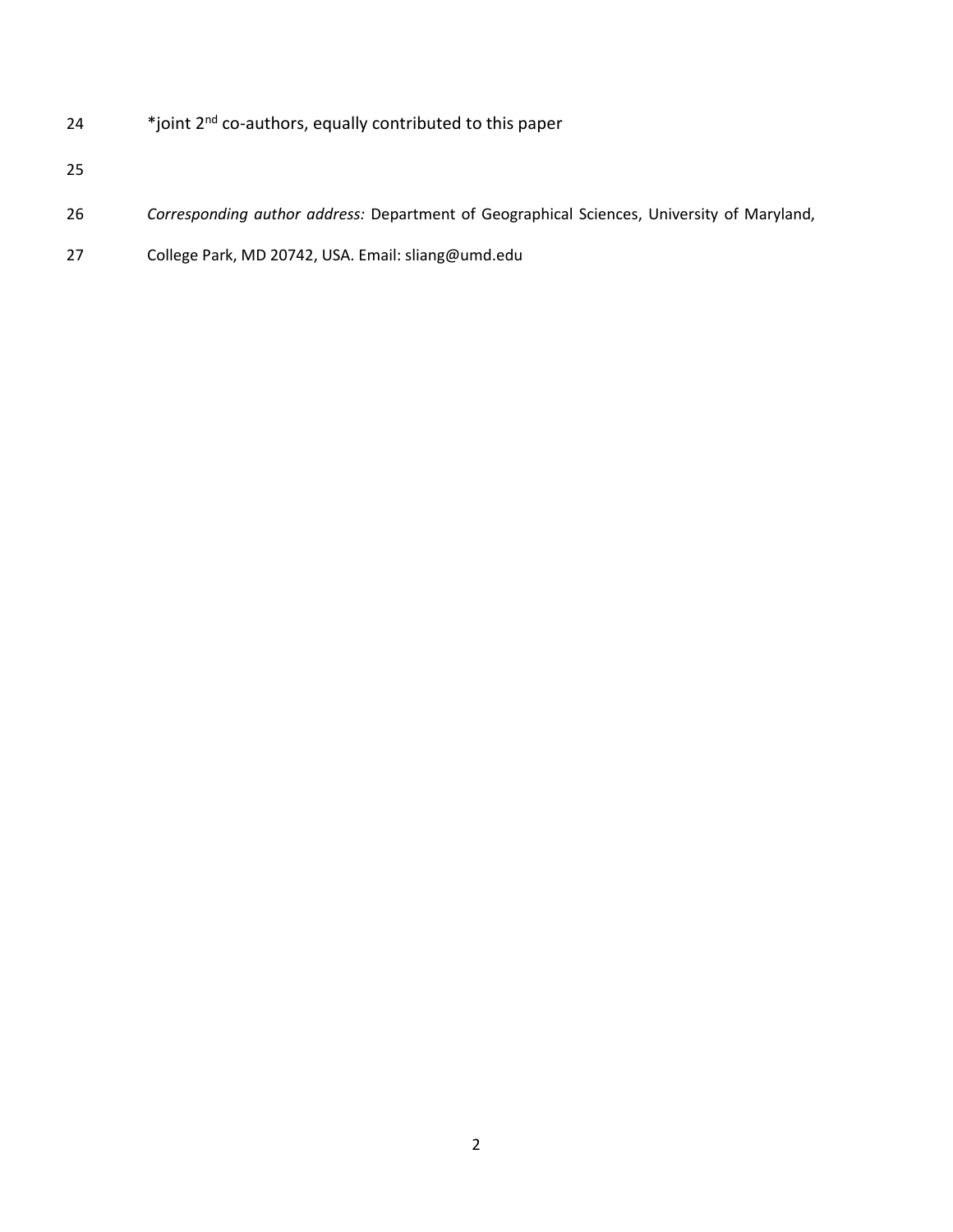*joint 2nd co-authors, equally contributed to this paper

*Corresponding author address:* Department of Geographical Sciences, University of Maryland, College Park, MD 20742, USA. Email: sliang@umd.edu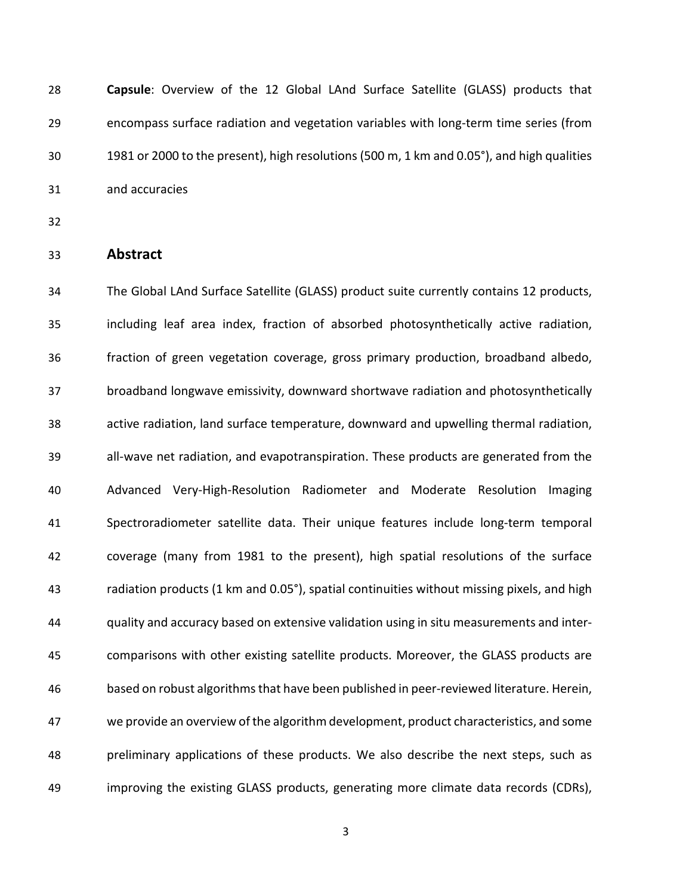**Capsule**: Overview of the 12 Global LAnd Surface Satellite (GLASS) products that encompass surface radiation and vegetation variables with long-term time series (from 1981 or 2000 to the present), high resolutions (500 m, 1 km and 0.05°), and high qualities and accuracies

## Abstract

The Global LAnd Surface Satellite (GLASS) product suite currently contains 12 products, including leaf area index, fraction of absorbed photosynthetically active radiation, fraction of green vegetation coverage, gross primary production, broadband albedo, broadband longwave emissivity, downward shortwave radiation and photosynthetically active radiation, land surface temperature, downward and upwelling thermal radiation, all-wave net radiation, and evapotranspiration. These products are generated from the Advanced Very-High-Resolution Radiometer and Moderate Resolution Imaging Spectroradiometer satellite data. Their unique features include long-term temporal coverage (many from 1981 to the present), high spatial resolutions of the surface radiation products (1 km and 0.05°), spatial continuities without missing pixels, and high quality and accuracy based on extensive validation using in situ measurements and inter-comparisons with other existing satellite products. Moreover, the GLASS products are based on robust algorithms that have been published in peer-reviewed literature. Herein, we provide an overview of the algorithm development, product characteristics, and some preliminary applications of these products. We also describe the next steps, such as improving the existing GLASS products, generating more climate data records (CDRs),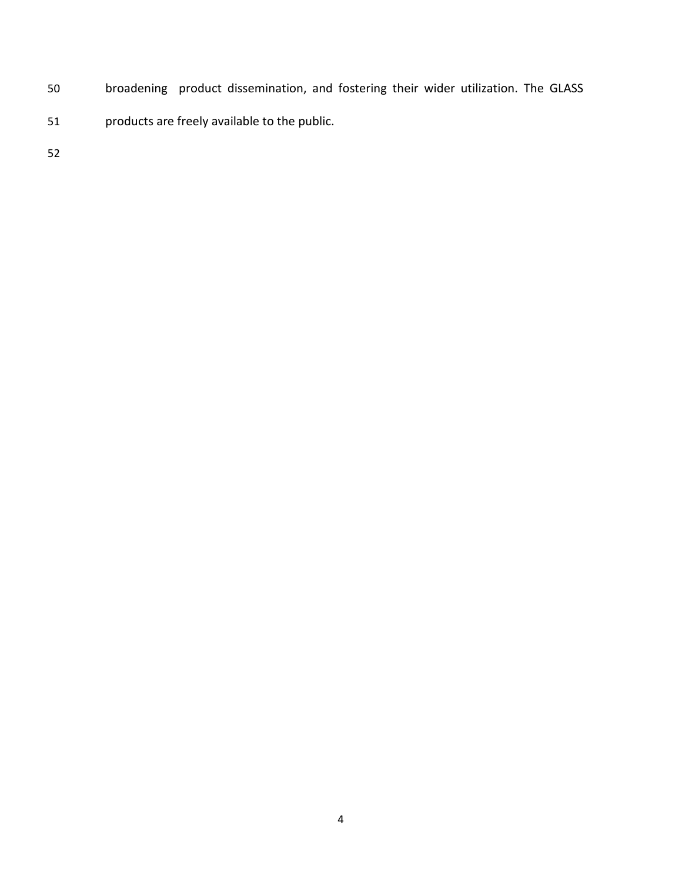broadening product dissemination, and fostering their wider utilization. The GLASS products are freely available to the public.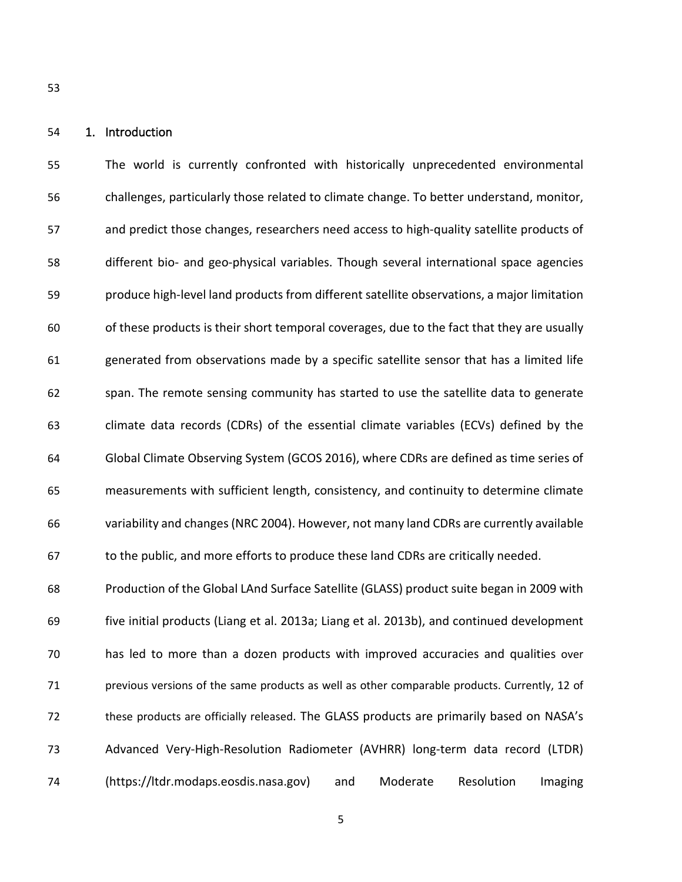## 1. Introduction

The world is currently confronted with historically unprecedented environmental challenges, particularly those related to climate change. To better understand, monitor, and predict those changes, researchers need access to high-quality satellite products of different bio- and geo-physical variables. Though several international space agencies produce high-level land products from different satellite observations, a major limitation of these products is their short temporal coverages, due to the fact that they are usually generated from observations made by a specific satellite sensor that has a limited life span. The remote sensing community has started to use the satellite data to generate climate data records (CDRs) of the essential climate variables (ECVs) defined by the Global Climate Observing System (GCOS 2016), where CDRs are defined as time series of measurements with sufficient length, consistency, and continuity to determine climate variability and changes (NRC 2004). However, not many land CDRs are currently available to the public, and more efforts to produce these land CDRs are critically needed.

Production of the Global LAnd Surface Satellite (GLASS) product suite began in 2009 with five initial products (Liang et al. 2013a; Liang et al. 2013b), and continued development has led to more than a dozen products with improved accuracies and qualities over previous versions of the same products as well as other comparable products. Currently, 12 of these products are officially released. The GLASS products are primarily based on NASA's Advanced Very-High-Resolution Radiometer (AVHRR) long-term data record (LTDR) (https://ltdr.modaps.eosdis.nasa.gov) and Moderate Resolution Imaging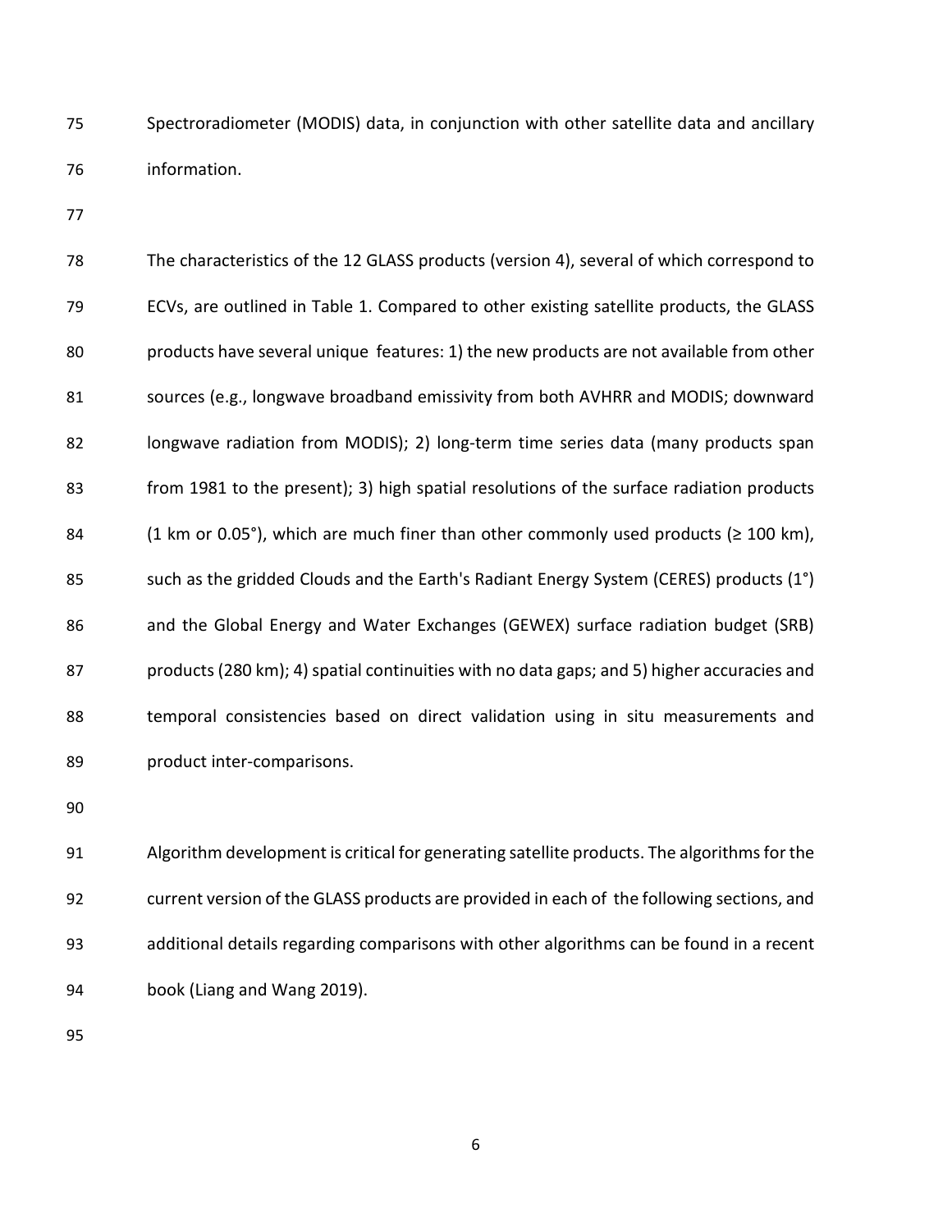Spectroradiometer (MODIS) data, in conjunction with other satellite data and ancillary information.

The characteristics of the 12 GLASS products (version 4), several of which correspond to ECVs, are outlined in Table 1. Compared to other existing satellite products, the GLASS products have several unique features: 1) the new products are not available from other sources (e.g., longwave broadband emissivity from both AVHRR and MODIS; downward longwave radiation from MODIS); 2) long-term time series data (many products span from 1981 to the present); 3) high spatial resolutions of the surface radiation products (1 km or 0.05°), which are much finer than other commonly used products (≥ 100 km), such as the gridded Clouds and the Earth's Radiant Energy System (CERES) products (1°) and the Global Energy and Water Exchanges (GEWEX) surface radiation budget (SRB) products (280 km); 4) spatial continuities with no data gaps; and 5) higher accuracies and temporal consistencies based on direct validation using in situ measurements and product inter-comparisons.

Algorithm development is critical for generating satellite products. The algorithms for the current version of the GLASS products are provided in each of the following sections, and additional details regarding comparisons with other algorithms can be found in a recent book (Liang and Wang 2019).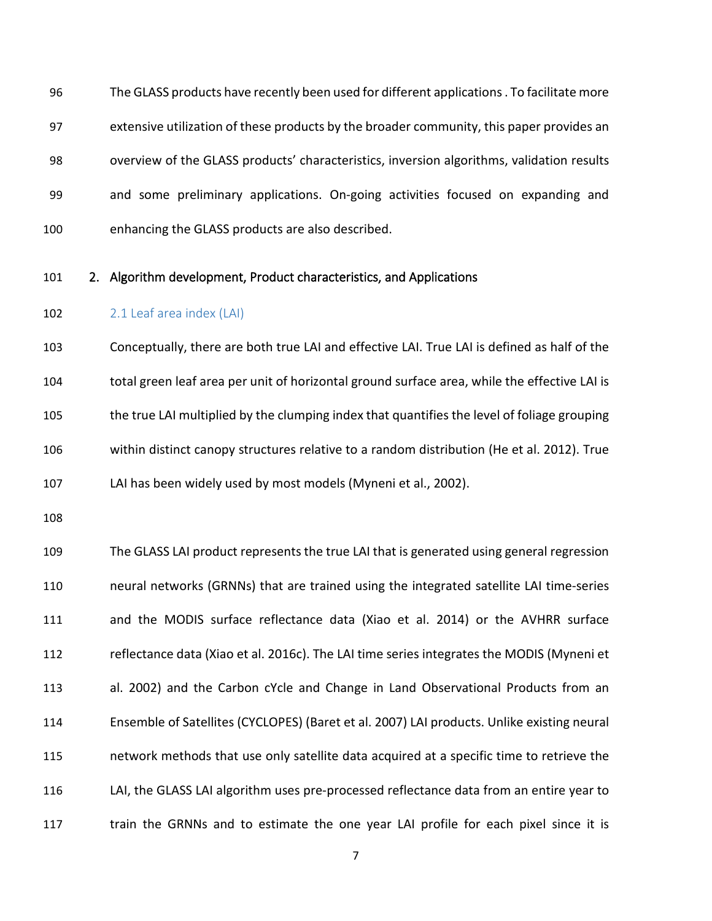The GLASS products have recently been used for different applications . To facilitate more extensive utilization of these products by the broader community, this paper provides an overview of the GLASS products' characteristics, inversion algorithms, validation results and some preliminary applications. On-going activities focused on expanding and enhancing the GLASS products are also described.

## 2. Algorithm development, Product characteristics, and Applications

### 2.1 Leaf area index (LAI)

Conceptually, there are both true LAI and effective LAI. True LAI is defined as half of the total green leaf area per unit of horizontal ground surface area, while the effective LAI is the true LAI multiplied by the clumping index that quantifies the level of foliage grouping within distinct canopy structures relative to a random distribution (He et al. 2012). True LAI has been widely used by most models (Myneni et al., 2002).

The GLASS LAI product represents the true LAI that is generated using general regression neural networks (GRNNs) that are trained using the integrated satellite LAI time-series and the MODIS surface reflectance data (Xiao et al. 2014) or the AVHRR surface reflectance data (Xiao et al. 2016c). The LAI time series integrates the MODIS (Myneni et al. 2002) and the Carbon cYcle and Change in Land Observational Products from an Ensemble of Satellites (CYCLOPES) (Baret et al. 2007) LAI products. Unlike existing neural network methods that use only satellite data acquired at a specific time to retrieve the LAI, the GLASS LAI algorithm uses pre-processed reflectance data from an entire year to train the GRNNs and to estimate the one year LAI profile for each pixel since it is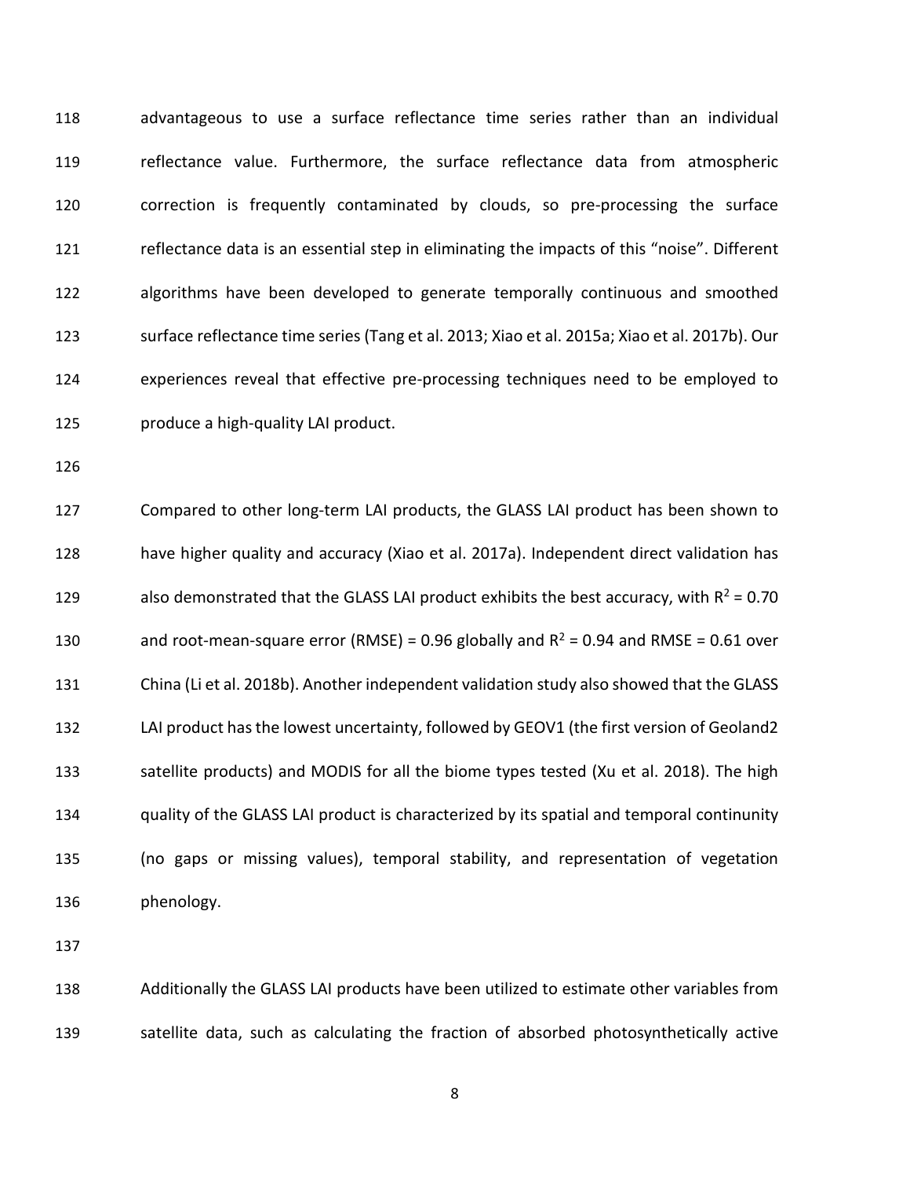advantageous to use a surface reflectance time series rather than an individual reflectance value. Furthermore, the surface reflectance data from atmospheric correction is frequently contaminated by clouds, so pre-processing the surface reflectance data is an essential step in eliminating the impacts of this “noise”. Different algorithms have been developed to generate temporally continuous and smoothed surface reflectance time series (Tang et al. 2013; Xiao et al. 2015a; Xiao et al. 2017b). Our experiences reveal that effective pre-processing techniques need to be employed to produce a high-quality LAI product.

Compared to other long-term LAI products, the GLASS LAI product has been shown to have higher quality and accuracy (Xiao et al. 2017a). Independent direct validation has also demonstrated that the GLASS LAI product exhibits the best accuracy, with $R^2 = 0.70$ and root-mean-square error (RMSE) = 0.96 globally and $R^2 = 0.94$ and RMSE = 0.61 over China (Li et al. 2018b). Another independent validation study also showed that the GLASS LAI product has the lowest uncertainty, followed by GEOV1 (the first version of Geoland2 satellite products) and MODIS for all the biome types tested (Xu et al. 2018). The high quality of the GLASS LAI product is characterized by its spatial and temporal continunity (no gaps or missing values), temporal stability, and representation of vegetation phenology.

Additionally the GLASS LAI products have been utilized to estimate other variables from satellite data, such as calculating the fraction of absorbed photosynthetically active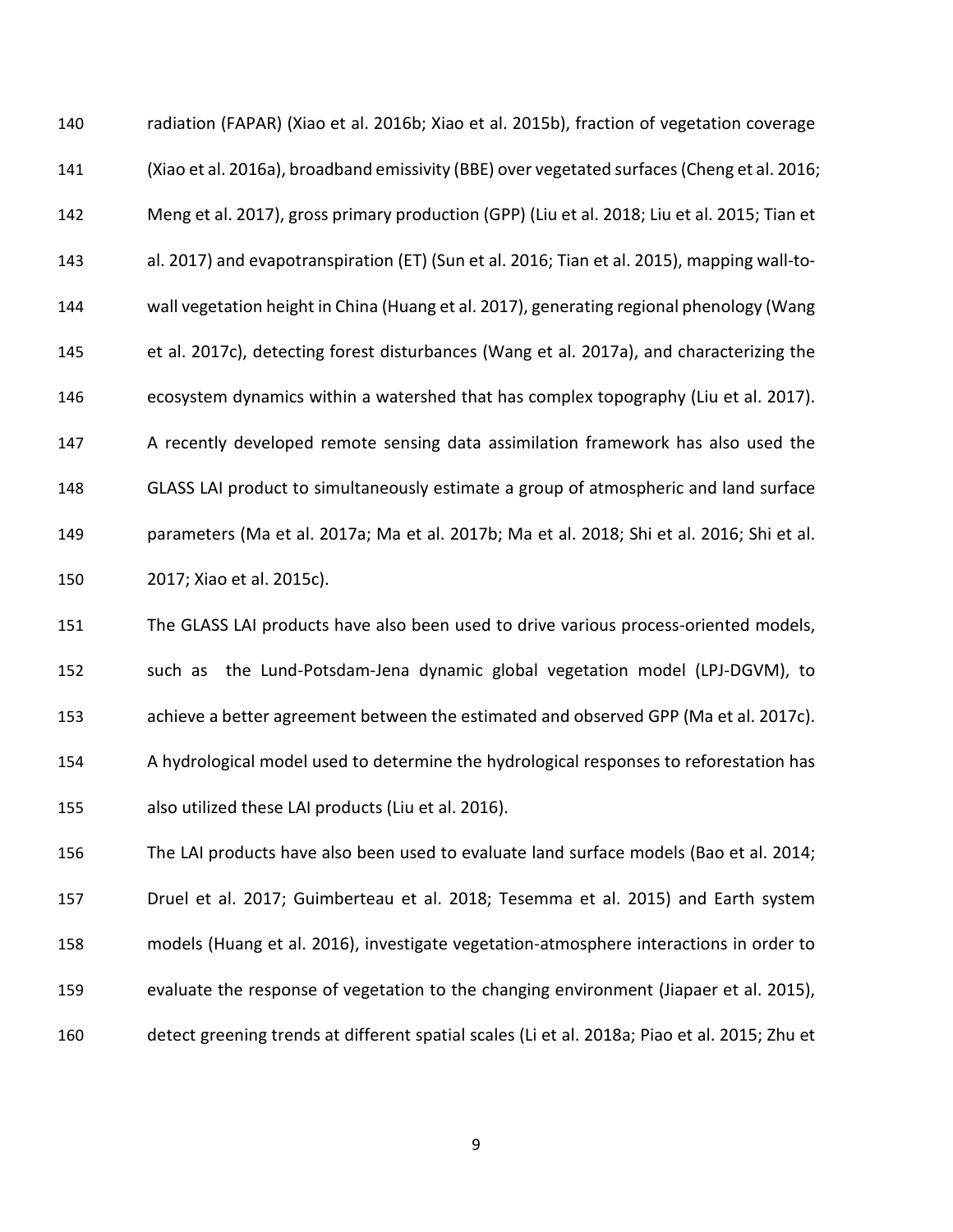radiation (FAPAR) (Xiao et al. 2016b; Xiao et al. 2015b), fraction of vegetation coverage (Xiao et al. 2016a), broadband emissivity (BBE) over vegetated surfaces (Cheng et al. 2016; Meng et al. 2017), gross primary production (GPP) (Liu et al. 2018; Liu et al. 2015; Tian et al. 2017) and evapotranspiration (ET) (Sun et al. 2016; Tian et al. 2015), mapping wall-to-wall vegetation height in China (Huang et al. 2017), generating regional phenology (Wang et al. 2017c), detecting forest disturbances (Wang et al. 2017a), and characterizing the ecosystem dynamics within a watershed that has complex topography (Liu et al. 2017). A recently developed remote sensing data assimilation framework has also used the GLASS LAI product to simultaneously estimate a group of atmospheric and land surface parameters (Ma et al. 2017a; Ma et al. 2017b; Ma et al. 2018; Shi et al. 2016; Shi et al. 2017; Xiao et al. 2015c).

The GLASS LAI products have also been used to drive various process-oriented models, such as the Lund-Potsdam-Jena dynamic global vegetation model (LPJ-DGVM), to achieve a better agreement between the estimated and observed GPP (Ma et al. 2017c). A hydrological model used to determine the hydrological responses to reforestation has also utilized these LAI products (Liu et al. 2016).

The LAI products have also been used to evaluate land surface models (Bao et al. 2014; Druel et al. 2017; Guimberteau et al. 2018; Tesemma et al. 2015) and Earth system models (Huang et al. 2016), investigate vegetation-atmosphere interactions in order to evaluate the response of vegetation to the changing environment (Jiapaer et al. 2015), detect greening trends at different spatial scales (Li et al. 2018a; Piao et al. 2015; Zhu et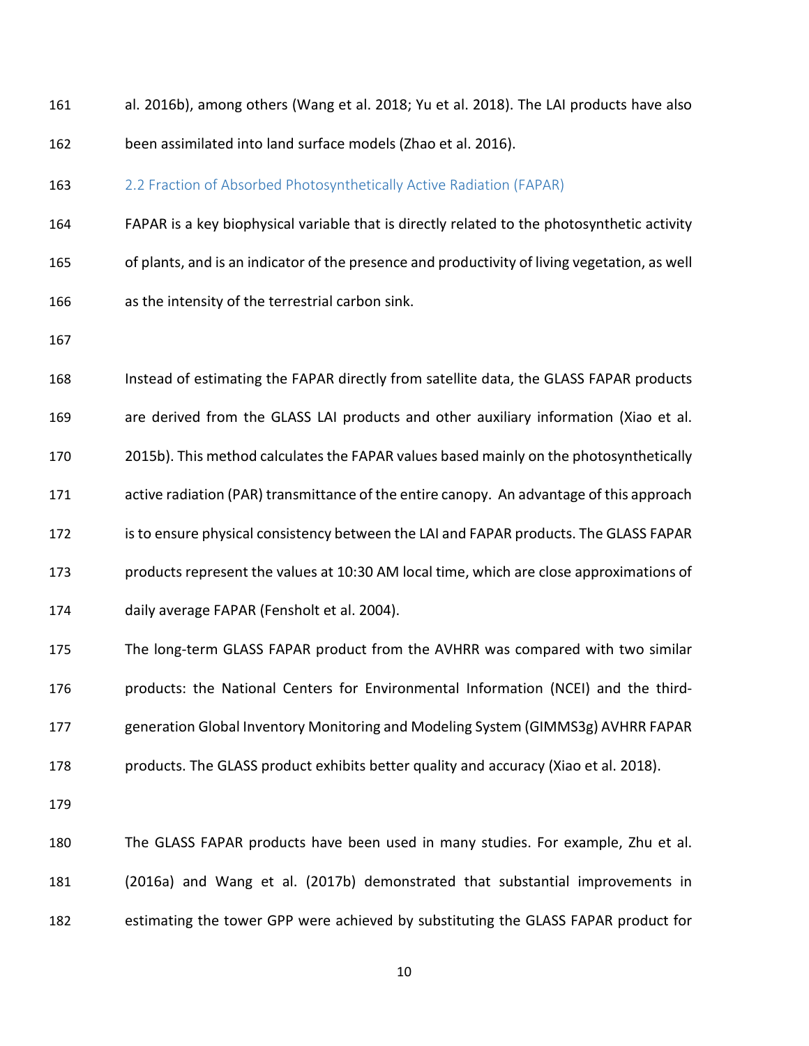al. 2016b), among others (Wang et al. 2018; Yu et al. 2018). The LAI products have also been assimilated into land surface models (Zhao et al. 2016).

## 2.2 Fraction of Absorbed Photosynthetically Active Radiation (FAPAR)

FAPAR is a key biophysical variable that is directly related to the photosynthetic activity of plants, and is an indicator of the presence and productivity of living vegetation, as well as the intensity of the terrestrial carbon sink.

Instead of estimating the FAPAR directly from satellite data, the GLASS FAPAR products are derived from the GLASS LAI products and other auxiliary information (Xiao et al. 2015b). This method calculates the FAPAR values based mainly on the photosynthetically active radiation (PAR) transmittance of the entire canopy. An advantage of this approach is to ensure physical consistency between the LAI and FAPAR products. The GLASS FAPAR products represent the values at 10:30 AM local time, which are close approximations of daily average FAPAR (Fensholt et al. 2004).

The long-term GLASS FAPAR product from the AVHRR was compared with two similar products: the National Centers for Environmental Information (NCEI) and the third-generation Global Inventory Monitoring and Modeling System (GIMMS3g) AVHRR FAPAR products. The GLASS product exhibits better quality and accuracy (Xiao et al. 2018).

The GLASS FAPAR products have been used in many studies. For example, Zhu et al. (2016a) and Wang et al. (2017b) demonstrated that substantial improvements in estimating the tower GPP were achieved by substituting the GLASS FAPAR product for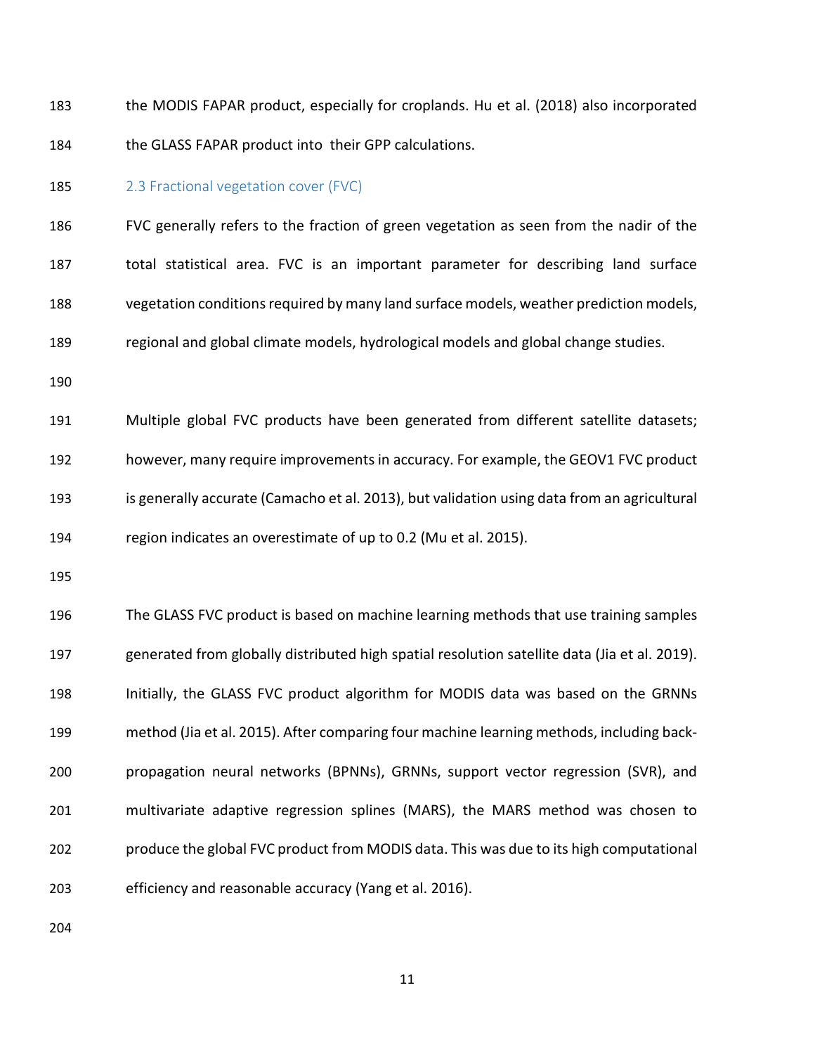the MODIS FAPAR product, especially for croplands. Hu et al. (2018) also incorporated the GLASS FAPAR product into their GPP calculations.

### 2.3 Fractional vegetation cover (FVC)

FVC generally refers to the fraction of green vegetation as seen from the nadir of the total statistical area. FVC is an important parameter for describing land surface vegetation conditions required by many land surface models, weather prediction models, regional and global climate models, hydrological models and global change studies.

Multiple global FVC products have been generated from different satellite datasets; however, many require improvements in accuracy. For example, the GEOV1 FVC product is generally accurate (Camacho et al. 2013), but validation using data from an agricultural region indicates an overestimate of up to 0.2 (Mu et al. 2015).

The GLASS FVC product is based on machine learning methods that use training samples generated from globally distributed high spatial resolution satellite data (Jia et al. 2019). Initially, the GLASS FVC product algorithm for MODIS data was based on the GRNNs method (Jia et al. 2015). After comparing four machine learning methods, including back-propagation neural networks (BPNNs), GRNNs, support vector regression (SVR), and multivariate adaptive regression splines (MARS), the MARS method was chosen to produce the global FVC product from MODIS data. This was due to its high computational efficiency and reasonable accuracy (Yang et al. 2016).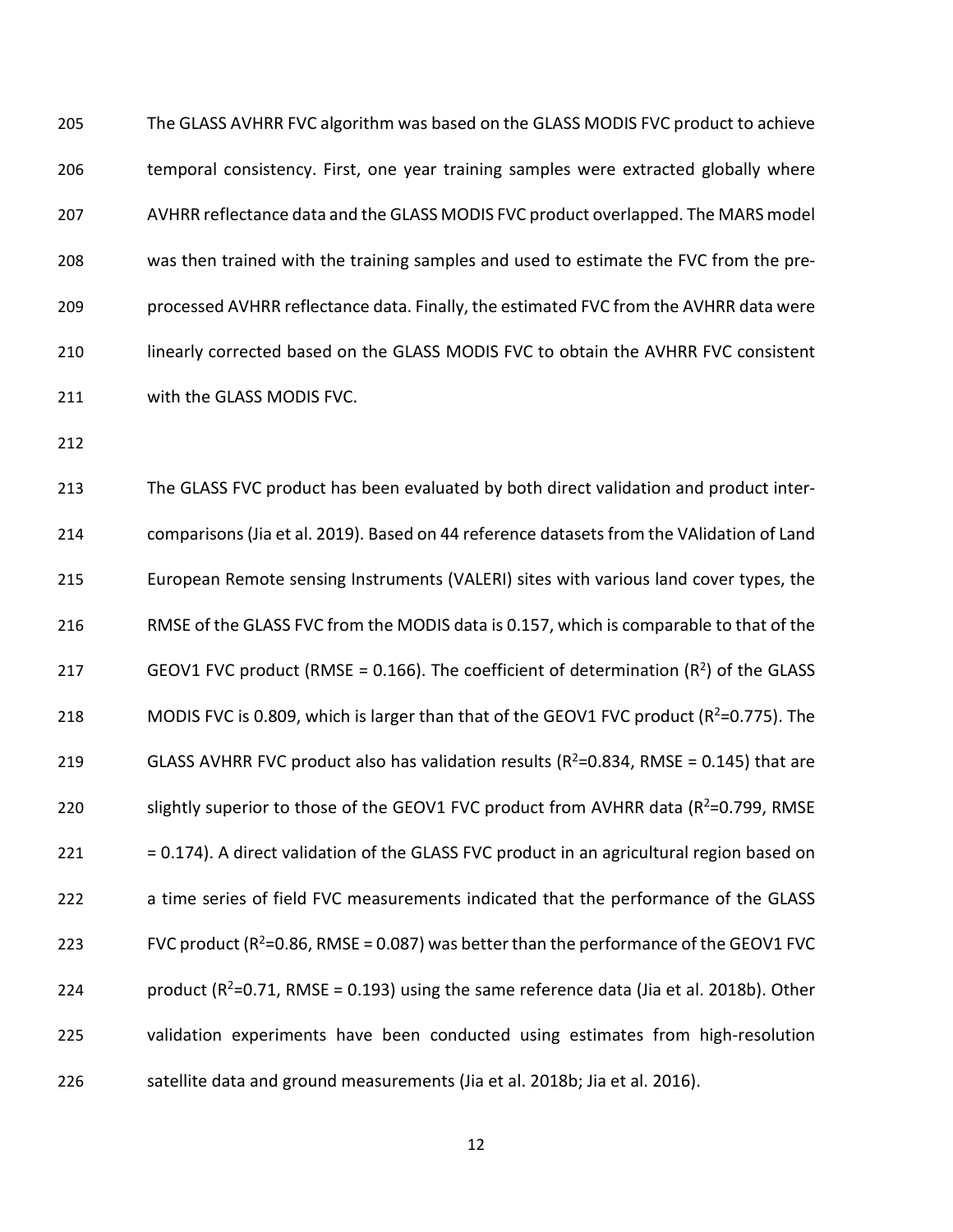The GLASS AVHRR FVC algorithm was based on the GLASS MODIS FVC product to achieve temporal consistency. First, one year training samples were extracted globally where AVHRR reflectance data and the GLASS MODIS FVC product overlapped. The MARS model was then trained with the training samples and used to estimate the FVC from the pre-processed AVHRR reflectance data. Finally, the estimated FVC from the AVHRR data were linearly corrected based on the GLASS MODIS FVC to obtain the AVHRR FVC consistent with the GLASS MODIS FVC.

The GLASS FVC product has been evaluated by both direct validation and product inter-comparisons (Jia et al. 2019). Based on 44 reference datasets from the VAlidation of Land European Remote sensing Instruments (VALERI) sites with various land cover types, the RMSE of the GLASS FVC from the MODIS data is 0.157, which is comparable to that of the GEOV1 FVC product (RMSE = 0.166). The coefficient of determination ($R^2$) of the GLASS MODIS FVC is 0.809, which is larger than that of the GEOV1 FVC product ($R^2$=0.775). The GLASS AVHRR FVC product also has validation results ($R^2$=0.834, RMSE = 0.145) that are slightly superior to those of the GEOV1 FVC product from AVHRR data ($R^2$=0.799, RMSE = 0.174). A direct validation of the GLASS FVC product in an agricultural region based on a time series of field FVC measurements indicated that the performance of the GLASS FVC product ($R^2$=0.86, RMSE = 0.087) was better than the performance of the GEOV1 FVC product ($R^2$=0.71, RMSE = 0.193) using the same reference data (Jia et al. 2018b). Other validation experiments have been conducted using estimates from high-resolution satellite data and ground measurements (Jia et al. 2018b; Jia et al. 2016).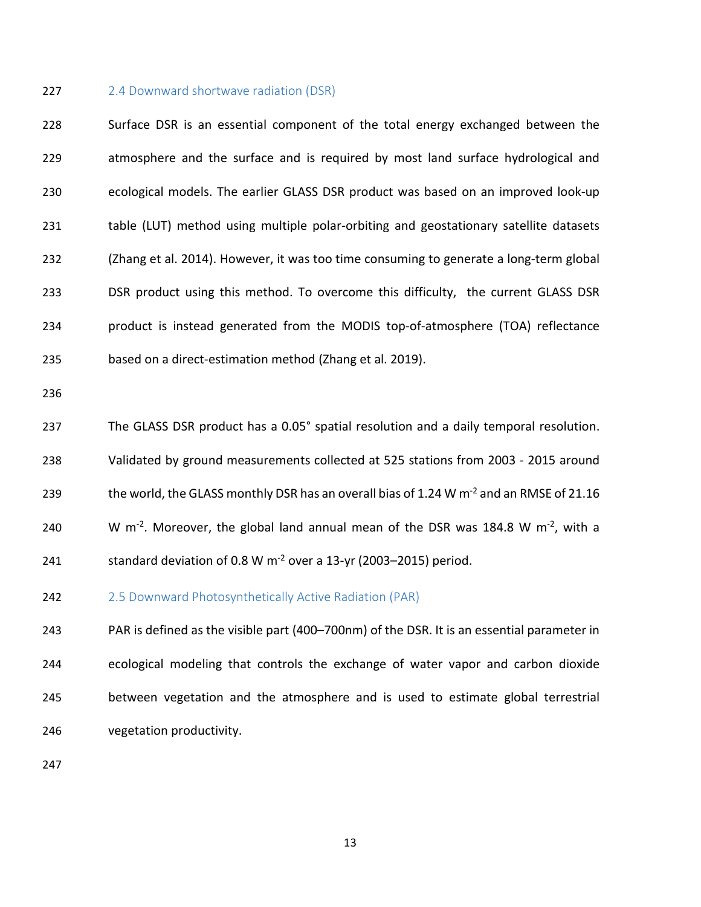### 2.4 Downward shortwave radiation (DSR)

Surface DSR is an essential component of the total energy exchanged between the atmosphere and the surface and is required by most land surface hydrological and ecological models. The earlier GLASS DSR product was based on an improved look-up table (LUT) method using multiple polar-orbiting and geostationary satellite datasets (Zhang et al. 2014). However, it was too time consuming to generate a long-term global DSR product using this method. To overcome this difficulty, the current GLASS DSR product is instead generated from the MODIS top-of-atmosphere (TOA) reflectance based on a direct-estimation method (Zhang et al. 2019).

The GLASS DSR product has a 0.05° spatial resolution and a daily temporal resolution. Validated by ground measurements collected at 525 stations from 2003 - 2015 around the world, the GLASS monthly DSR has an overall bias of 1.24 W $m^{-2}$ and an RMSE of 21.16 W $m^{-2}$. Moreover, the global land annual mean of the DSR was 184.8 W $m^{-2}$, with a standard deviation of 0.8 W $m^{-2}$ over a 13-yr (2003–2015) period.

### 2.5 Downward Photosynthetically Active Radiation (PAR)

PAR is defined as the visible part (400–700nm) of the DSR. It is an essential parameter in ecological modeling that controls the exchange of water vapor and carbon dioxide between vegetation and the atmosphere and is used to estimate global terrestrial vegetation productivity.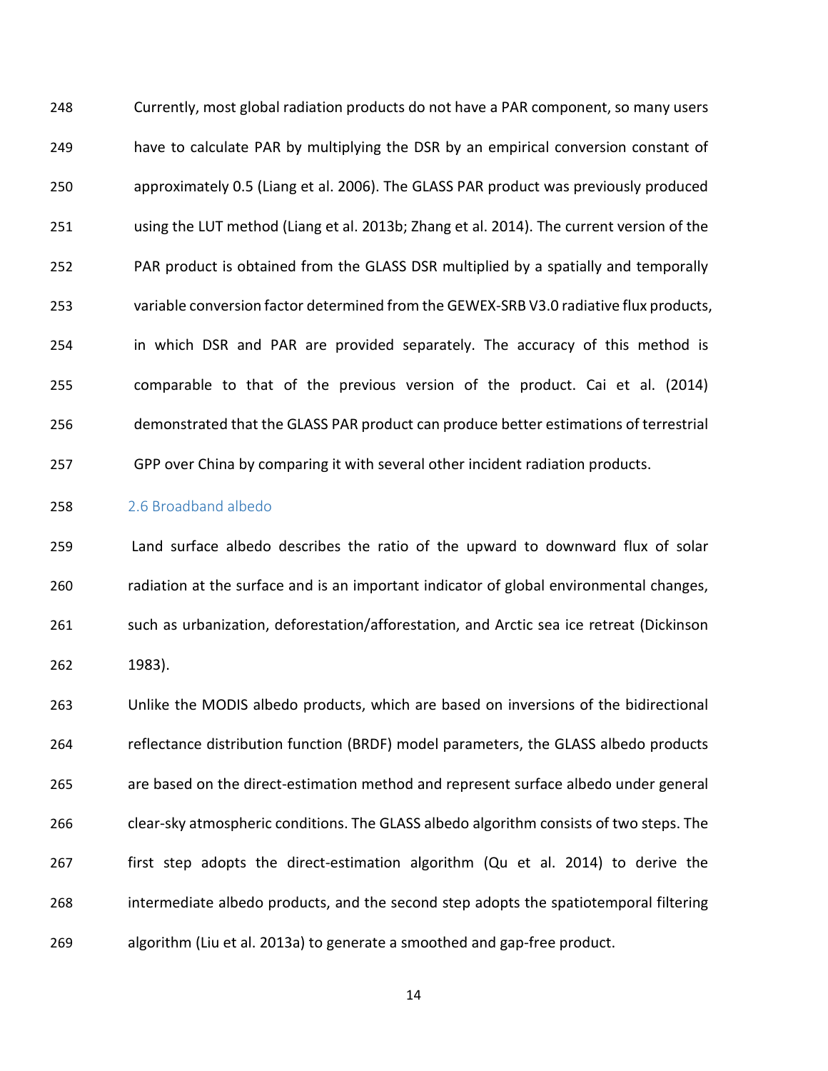Currently, most global radiation products do not have a PAR component, so many users have to calculate PAR by multiplying the DSR by an empirical conversion constant of approximately 0.5 (Liang et al. 2006). The GLASS PAR product was previously produced using the LUT method (Liang et al. 2013b; Zhang et al. 2014). The current version of the PAR product is obtained from the GLASS DSR multiplied by a spatially and temporally variable conversion factor determined from the GEWEX-SRB V3.0 radiative flux products, in which DSR and PAR are provided separately. The accuracy of this method is comparable to that of the previous version of the product. Cai et al. (2014) demonstrated that the GLASS PAR product can produce better estimations of terrestrial GPP over China by comparing it with several other incident radiation products.

## 2.6 Broadband albedo

Land surface albedo describes the ratio of the upward to downward flux of solar radiation at the surface and is an important indicator of global environmental changes, such as urbanization, deforestation/afforestation, and Arctic sea ice retreat (Dickinson 1983).

Unlike the MODIS albedo products, which are based on inversions of the bidirectional reflectance distribution function (BRDF) model parameters, the GLASS albedo products are based on the direct-estimation method and represent surface albedo under general clear-sky atmospheric conditions. The GLASS albedo algorithm consists of two steps. The first step adopts the direct-estimation algorithm (Qu et al. 2014) to derive the intermediate albedo products, and the second step adopts the spatiotemporal filtering algorithm (Liu et al. 2013a) to generate a smoothed and gap-free product.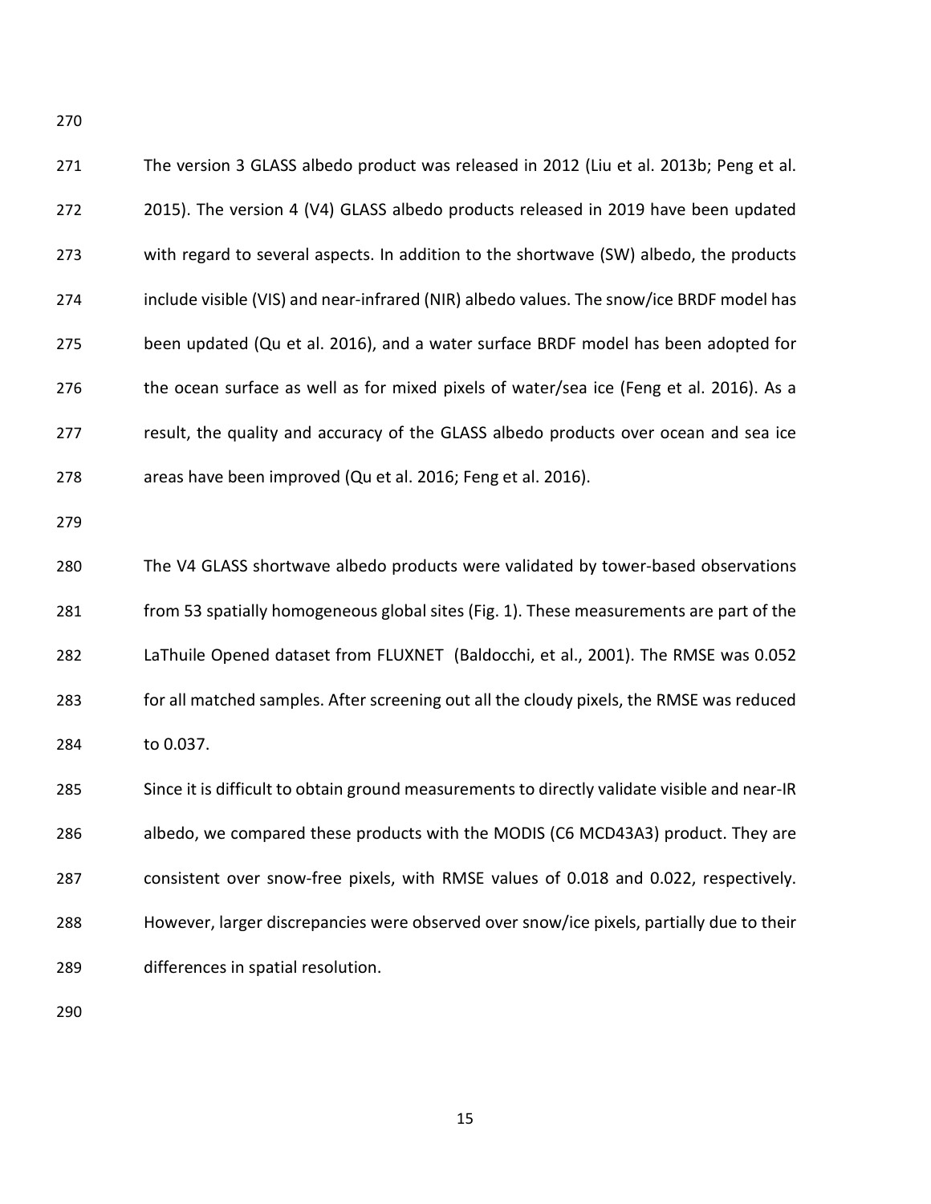The version 3 GLASS albedo product was released in 2012 (Liu et al. 2013b; Peng et al. 2015). The version 4 (V4) GLASS albedo products released in 2019 have been updated with regard to several aspects. In addition to the shortwave (SW) albedo, the products include visible (VIS) and near-infrared (NIR) albedo values. The snow/ice BRDF model has been updated (Qu et al. 2016), and a water surface BRDF model has been adopted for the ocean surface as well as for mixed pixels of water/sea ice (Feng et al. 2016). As a result, the quality and accuracy of the GLASS albedo products over ocean and sea ice areas have been improved (Qu et al. 2016; Feng et al. 2016).

The V4 GLASS shortwave albedo products were validated by tower-based observations from 53 spatially homogeneous global sites (Fig. 1). These measurements are part of the LaThuile Opened dataset from FLUXNET (Baldocchi, et al., 2001). The RMSE was 0.052 for all matched samples. After screening out all the cloudy pixels, the RMSE was reduced to 0.037.

Since it is difficult to obtain ground measurements to directly validate visible and near-IR albedo, we compared these products with the MODIS (C6 MCD43A3) product. They are consistent over snow-free pixels, with RMSE values of 0.018 and 0.022, respectively. However, larger discrepancies were observed over snow/ice pixels, partially due to their differences in spatial resolution.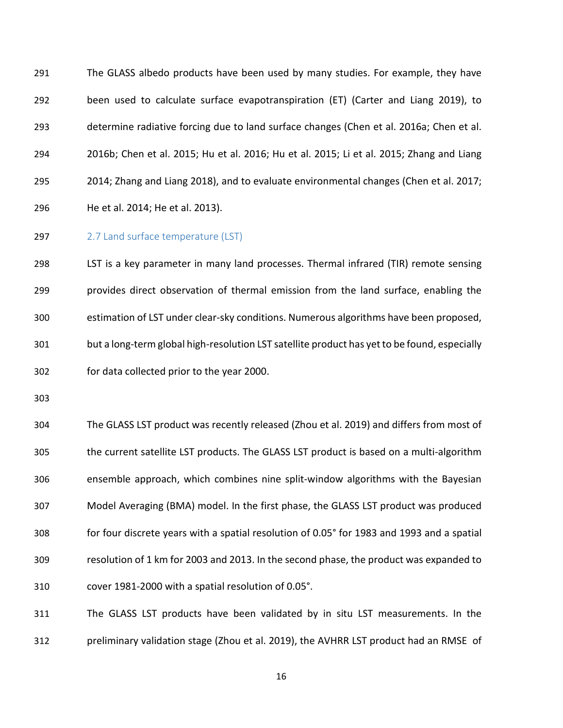The GLASS albedo products have been used by many studies. For example, they have been used to calculate surface evapotranspiration (ET) (Carter and Liang 2019), to determine radiative forcing due to land surface changes (Chen et al. 2016a; Chen et al. 2016b; Chen et al. 2015; Hu et al. 2016; Hu et al. 2015; Li et al. 2015; Zhang and Liang 2014; Zhang and Liang 2018), and to evaluate environmental changes (Chen et al. 2017; He et al. 2014; He et al. 2013).

### 2.7 Land surface temperature (LST)

LST is a key parameter in many land processes. Thermal infrared (TIR) remote sensing provides direct observation of thermal emission from the land surface, enabling the estimation of LST under clear-sky conditions. Numerous algorithms have been proposed, but a long-term global high-resolution LST satellite product has yet to be found, especially for data collected prior to the year 2000.

The GLASS LST product was recently released (Zhou et al. 2019) and differs from most of the current satellite LST products. The GLASS LST product is based on a multi-algorithm ensemble approach, which combines nine split-window algorithms with the Bayesian Model Averaging (BMA) model. In the first phase, the GLASS LST product was produced for four discrete years with a spatial resolution of 0.05° for 1983 and 1993 and a spatial resolution of 1 km for 2003 and 2013. In the second phase, the product was expanded to cover 1981-2000 with a spatial resolution of 0.05°.

The GLASS LST products have been validated by in situ LST measurements. In the preliminary validation stage (Zhou et al. 2019), the AVHRR LST product had an RMSE of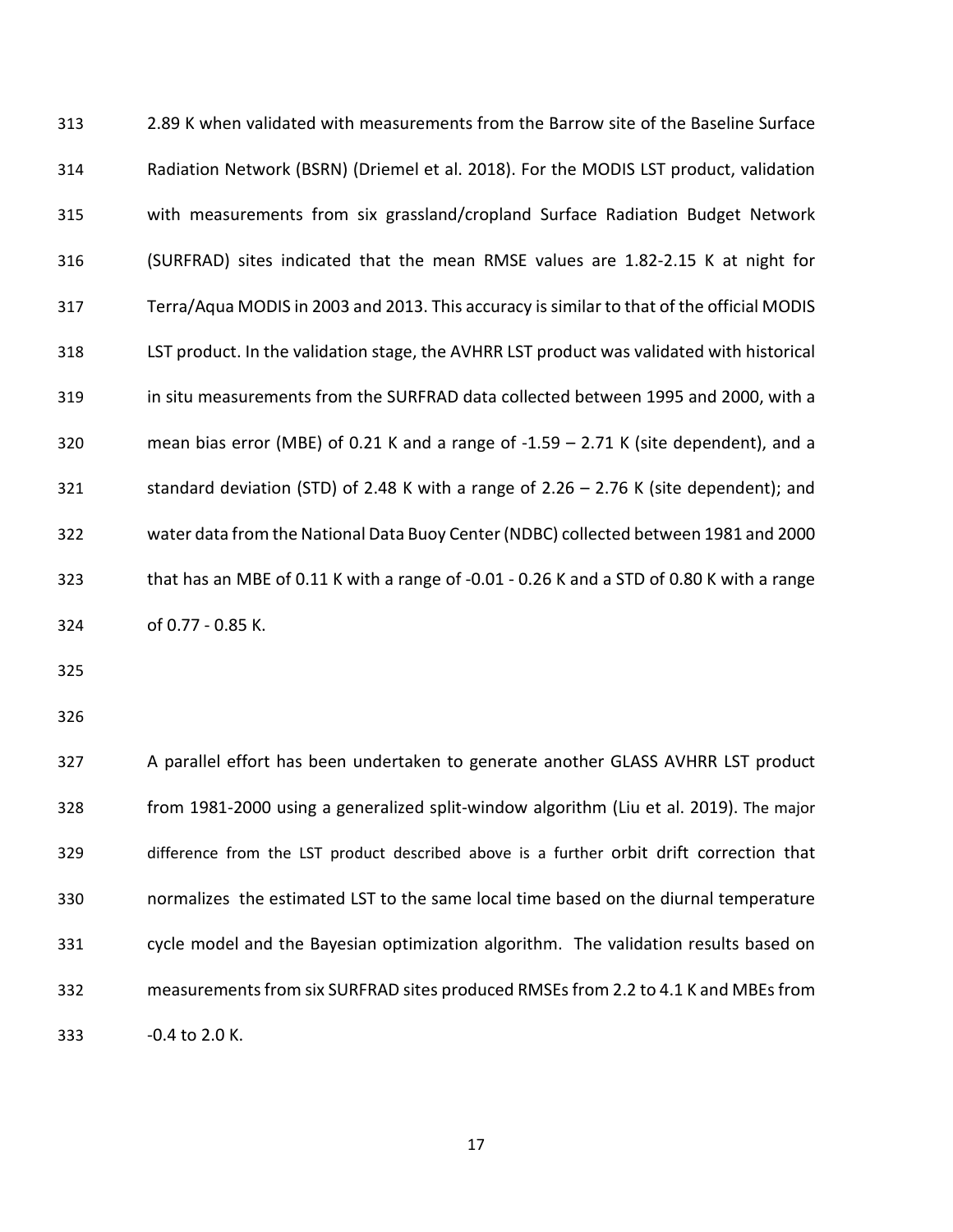2.89 K when validated with measurements from the Barrow site of the Baseline Surface Radiation Network (BSRN) (Driemel et al. 2018). For the MODIS LST product, validation with measurements from six grassland/cropland Surface Radiation Budget Network (SURFRAD) sites indicated that the mean RMSE values are 1.82-2.15 K at night for Terra/Aqua MODIS in 2003 and 2013. This accuracy is similar to that of the official MODIS LST product. In the validation stage, the AVHRR LST product was validated with historical in situ measurements from the SURFRAD data collected between 1995 and 2000, with a mean bias error (MBE) of 0.21 K and a range of -1.59 – 2.71 K (site dependent), and a standard deviation (STD) of 2.48 K with a range of 2.26 – 2.76 K (site dependent); and water data from the National Data Buoy Center (NDBC) collected between 1981 and 2000 that has an MBE of 0.11 K with a range of -0.01 - 0.26 K and a STD of 0.80 K with a range of 0.77 - 0.85 K.

A parallel effort has been undertaken to generate another GLASS AVHRR LST product from 1981-2000 using a generalized split-window algorithm (Liu et al. 2019). The major difference from the LST product described above is a further orbit drift correction that normalizes the estimated LST to the same local time based on the diurnal temperature cycle model and the Bayesian optimization algorithm. The validation results based on measurements from six SURFRAD sites produced RMSEs from 2.2 to 4.1 K and MBEs from -0.4 to 2.0 K.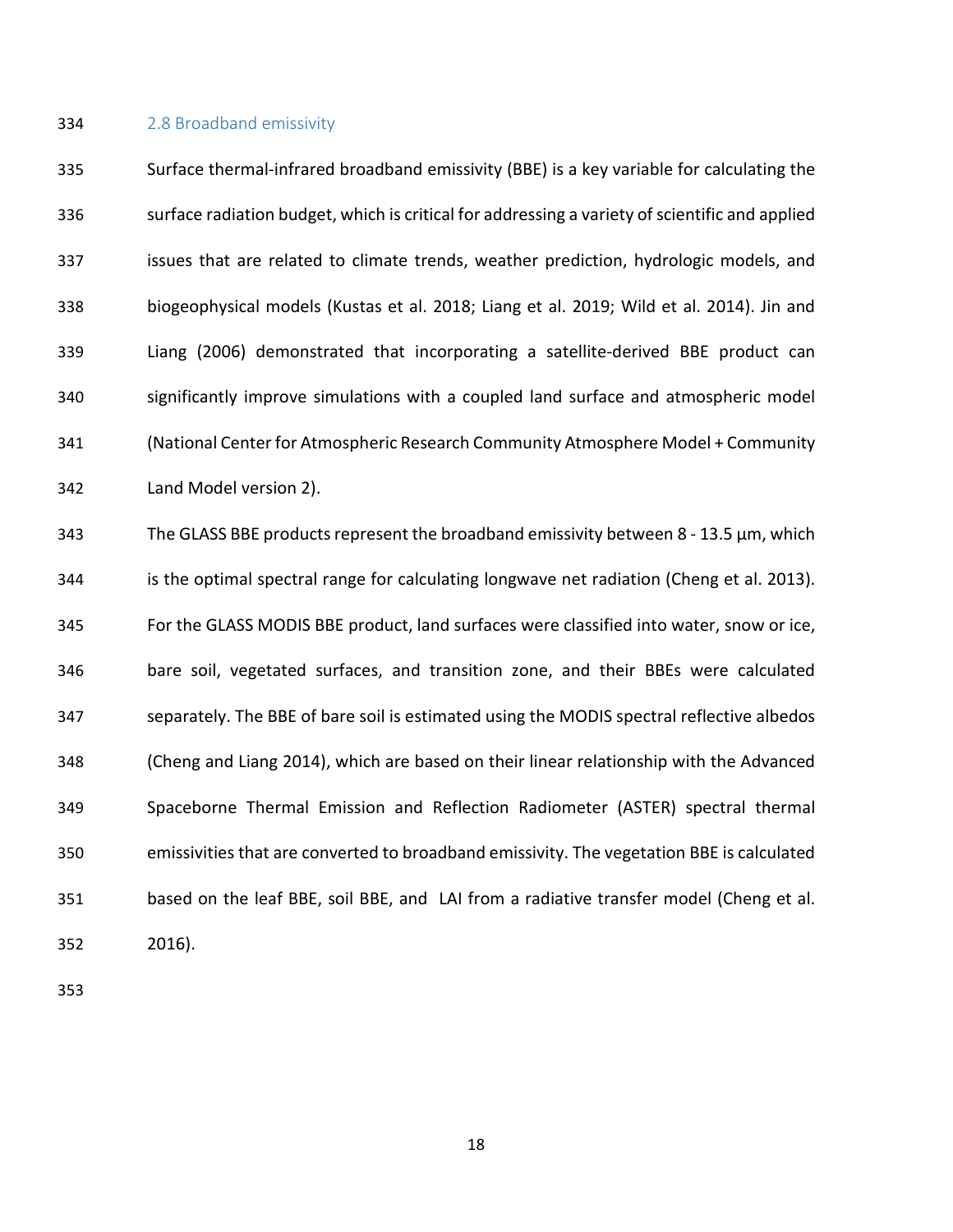### 2.8 Broadband emissivity

Surface thermal-infrared broadband emissivity (BBE) is a key variable for calculating the surface radiation budget, which is critical for addressing a variety of scientific and applied issues that are related to climate trends, weather prediction, hydrologic models, and biogeophysical models (Kustas et al. 2018; Liang et al. 2019; Wild et al. 2014). Jin and Liang (2006) demonstrated that incorporating a satellite-derived BBE product can significantly improve simulations with a coupled land surface and atmospheric model (National Center for Atmospheric Research Community Atmosphere Model + Community Land Model version 2).

The GLASS BBE products represent the broadband emissivity between 8 - 13.5 µm, which is the optimal spectral range for calculating longwave net radiation (Cheng et al. 2013). For the GLASS MODIS BBE product, land surfaces were classified into water, snow or ice, bare soil, vegetated surfaces, and transition zone, and their BBEs were calculated separately. The BBE of bare soil is estimated using the MODIS spectral reflective albedos (Cheng and Liang 2014), which are based on their linear relationship with the Advanced Spaceborne Thermal Emission and Reflection Radiometer (ASTER) spectral thermal emissivities that are converted to broadband emissivity. The vegetation BBE is calculated based on the leaf BBE, soil BBE, and LAI from a radiative transfer model (Cheng et al. 2016).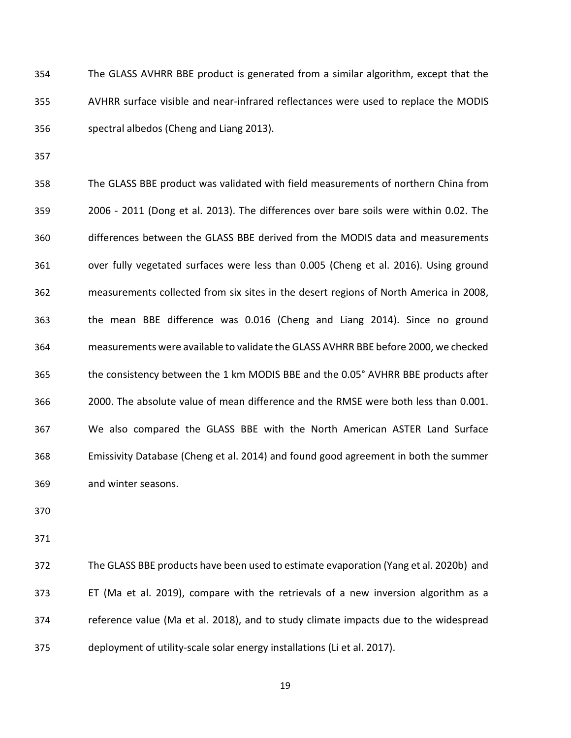The GLASS AVHRR BBE product is generated from a similar algorithm, except that the AVHRR surface visible and near-infrared reflectances were used to replace the MODIS spectral albedos (Cheng and Liang 2013).

The GLASS BBE product was validated with field measurements of northern China from 2006 - 2011 (Dong et al. 2013). The differences over bare soils were within 0.02. The differences between the GLASS BBE derived from the MODIS data and measurements over fully vegetated surfaces were less than 0.005 (Cheng et al. 2016). Using ground measurements collected from six sites in the desert regions of North America in 2008, the mean BBE difference was 0.016 (Cheng and Liang 2014). Since no ground measurements were available to validate the GLASS AVHRR BBE before 2000, we checked the consistency between the 1 km MODIS BBE and the 0.05° AVHRR BBE products after 2000. The absolute value of mean difference and the RMSE were both less than 0.001. We also compared the GLASS BBE with the North American ASTER Land Surface Emissivity Database (Cheng et al. 2014) and found good agreement in both the summer and winter seasons.

The GLASS BBE products have been used to estimate evaporation (Yang et al. 2020b) and ET (Ma et al. 2019), compare with the retrievals of a new inversion algorithm as a reference value (Ma et al. 2018), and to study climate impacts due to the widespread deployment of utility-scale solar energy installations (Li et al. 2017).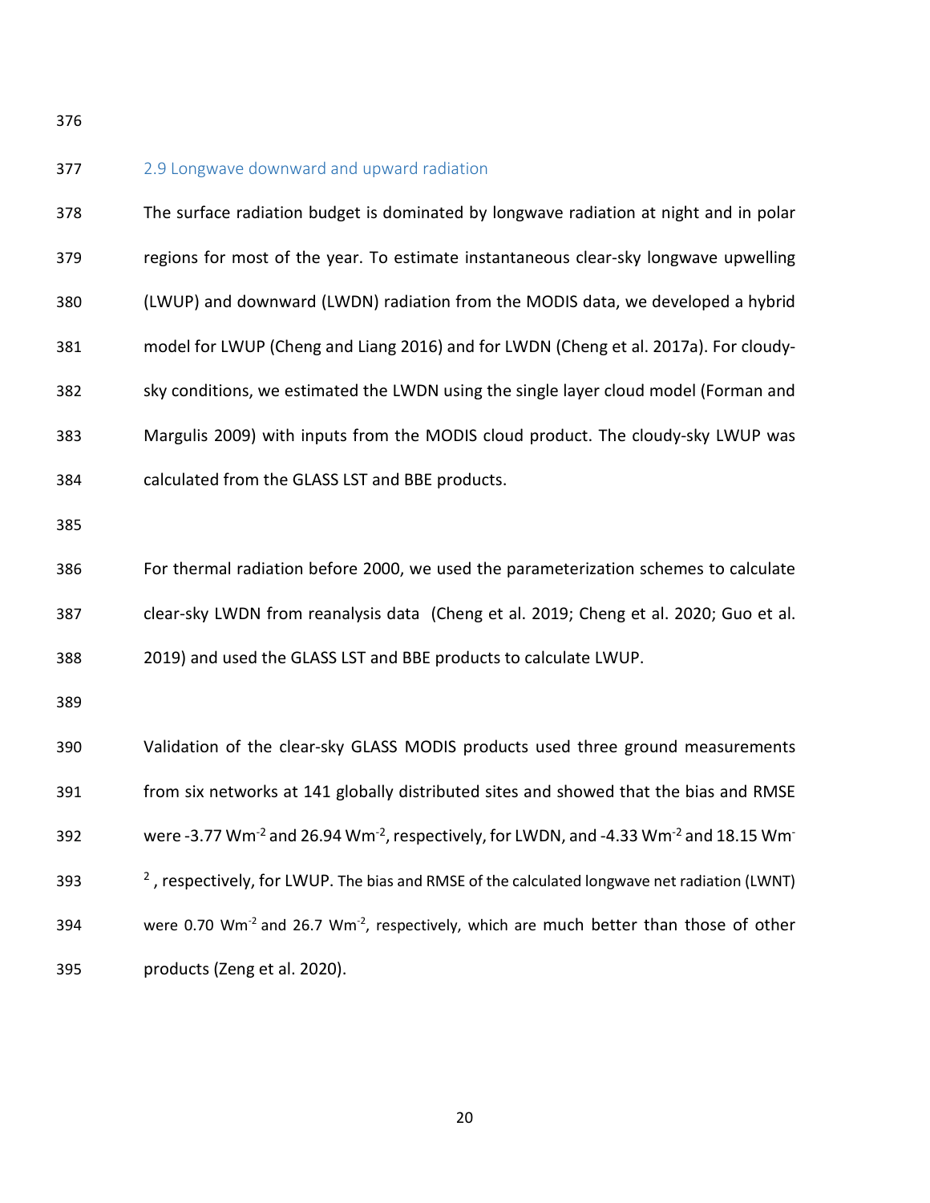### 2.9 Longwave downward and upward radiation

The surface radiation budget is dominated by longwave radiation at night and in polar regions for most of the year. To estimate instantaneous clear-sky longwave upwelling (LWUP) and downward (LWDN) radiation from the MODIS data, we developed a hybrid model for LWUP (Cheng and Liang 2016) and for LWDN (Cheng et al. 2017a). For cloudy-sky conditions, we estimated the LWDN using the single layer cloud model (Forman and Margulis 2009) with inputs from the MODIS cloud product. The cloudy-sky LWUP was calculated from the GLASS LST and BBE products.

For thermal radiation before 2000, we used the parameterization schemes to calculate clear-sky LWDN from reanalysis data (Cheng et al. 2019; Cheng et al. 2020; Guo et al. 2019) and used the GLASS LST and BBE products to calculate LWUP.

Validation of the clear-sky GLASS MODIS products used three ground measurements from six networks at 141 globally distributed sites and showed that the bias and RMSE were -3.77 $Wm^{-2}$ and 26.94 $Wm^{-2}$, respectively, for LWDN, and -4.33 $Wm^{-2}$ and 18.15 $Wm^{-2}$, respectively, for LWUP. The bias and RMSE of the calculated longwave net radiation (LWNT) were 0.70 $Wm^{-2}$ and 26.7 $Wm^{-2}$, respectively, which are much better than those of other products (Zeng et al. 2020).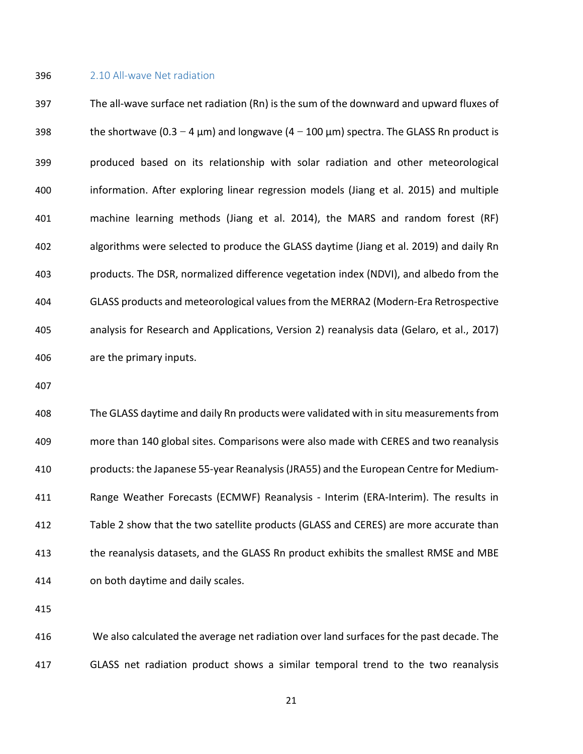### 2.10 All-wave Net radiation

The all-wave surface net radiation (Rn) is the sum of the downward and upward fluxes of the shortwave (0.3 − 4 μm) and longwave (4 − 100 μm) spectra. The GLASS Rn product is produced based on its relationship with solar radiation and other meteorological information. After exploring linear regression models (Jiang et al. 2015) and multiple machine learning methods (Jiang et al. 2014), the MARS and random forest (RF) algorithms were selected to produce the GLASS daytime (Jiang et al. 2019) and daily Rn products. The DSR, normalized difference vegetation index (NDVI), and albedo from the GLASS products and meteorological values from the MERRA2 (Modern-Era Retrospective analysis for Research and Applications, Version 2) reanalysis data (Gelaro, et al., 2017) are the primary inputs.

The GLASS daytime and daily Rn products were validated with in situ measurements from more than 140 global sites. Comparisons were also made with CERES and two reanalysis products: the Japanese 55-year Reanalysis (JRA55) and the European Centre for Medium-Range Weather Forecasts (ECMWF) Reanalysis - Interim (ERA-Interim). The results in Table 2 show that the two satellite products (GLASS and CERES) are more accurate than the reanalysis datasets, and the GLASS Rn product exhibits the smallest RMSE and MBE on both daytime and daily scales.

We also calculated the average net radiation over land surfaces for the past decade. The GLASS net radiation product shows a similar temporal trend to the two reanalysis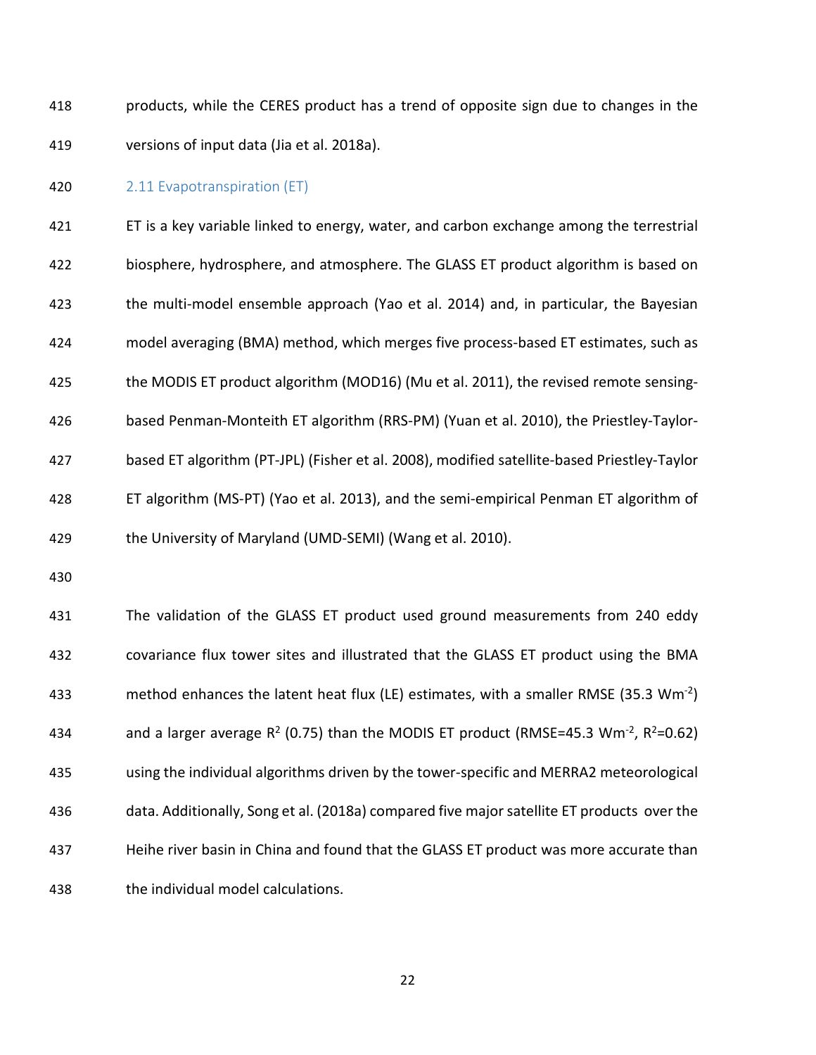products, while the CERES product has a trend of opposite sign due to changes in the versions of input data (Jia et al. 2018a).

### 2.11 Evapotranspiration (ET)

ET is a key variable linked to energy, water, and carbon exchange among the terrestrial biosphere, hydrosphere, and atmosphere. The GLASS ET product algorithm is based on the multi-model ensemble approach (Yao et al. 2014) and, in particular, the Bayesian model averaging (BMA) method, which merges five process-based ET estimates, such as the MODIS ET product algorithm (MOD16) (Mu et al. 2011), the revised remote sensing-based Penman-Monteith ET algorithm (RRS-PM) (Yuan et al. 2010), the Priestley-Taylor-based ET algorithm (PT-JPL) (Fisher et al. 2008), modified satellite-based Priestley-Taylor ET algorithm (MS-PT) (Yao et al. 2013), and the semi-empirical Penman ET algorithm of the University of Maryland (UMD-SEMI) (Wang et al. 2010).

The validation of the GLASS ET product used ground measurements from 240 eddy covariance flux tower sites and illustrated that the GLASS ET product using the BMA method enhances the latent heat flux (LE) estimates, with a smaller RMSE (35.3 $Wm^{-2}$) and a larger average $R^2$ (0.75) than the MODIS ET product (RMSE=45.3 $Wm^{-2}$, $R^2$=0.62) using the individual algorithms driven by the tower-specific and MERRA2 meteorological data. Additionally, Song et al. (2018a) compared five major satellite ET products over the Heihe river basin in China and found that the GLASS ET product was more accurate than the individual model calculations.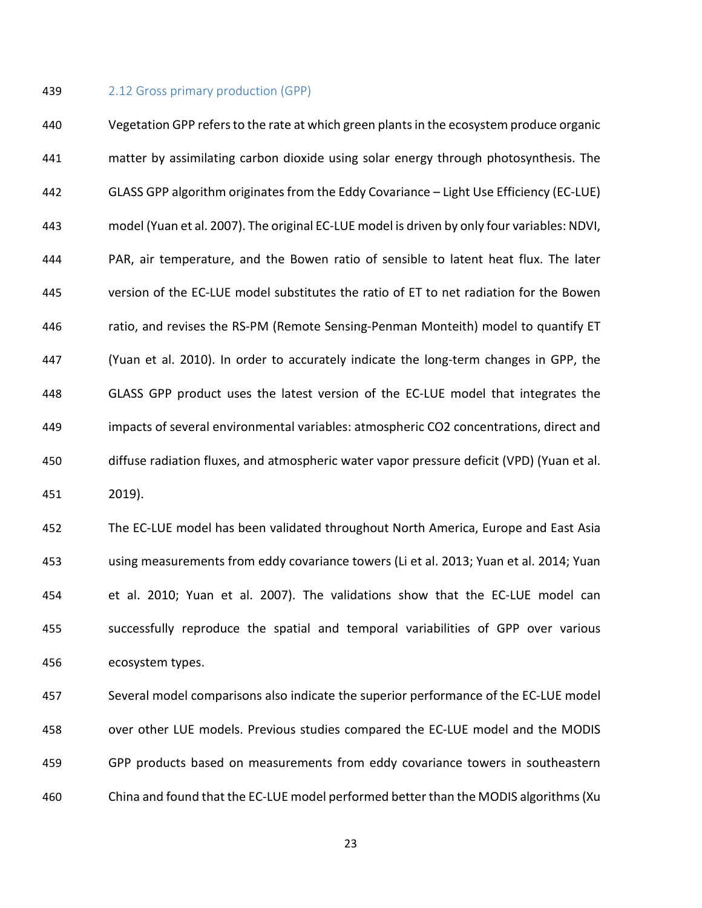### 2.12 Gross primary production (GPP)

Vegetation GPP refers to the rate at which green plants in the ecosystem produce organic matter by assimilating carbon dioxide using solar energy through photosynthesis. The GLASS GPP algorithm originates from the Eddy Covariance – Light Use Efficiency (EC-LUE) model (Yuan et al. 2007). The original EC-LUE model is driven by only four variables: NDVI, PAR, air temperature, and the Bowen ratio of sensible to latent heat flux. The later version of the EC-LUE model substitutes the ratio of ET to net radiation for the Bowen ratio, and revises the RS-PM (Remote Sensing-Penman Monteith) model to quantify ET (Yuan et al. 2010). In order to accurately indicate the long-term changes in GPP, the GLASS GPP product uses the latest version of the EC-LUE model that integrates the impacts of several environmental variables: atmospheric $CO_2$ concentrations, direct and diffuse radiation fluxes, and atmospheric water vapor pressure deficit (VPD) (Yuan et al. 2019).

The EC-LUE model has been validated throughout North America, Europe and East Asia using measurements from eddy covariance towers (Li et al. 2013; Yuan et al. 2014; Yuan et al. 2010; Yuan et al. 2007). The validations show that the EC-LUE model can successfully reproduce the spatial and temporal variabilities of GPP over various ecosystem types.

Several model comparisons also indicate the superior performance of the EC-LUE model over other LUE models. Previous studies compared the EC-LUE model and the MODIS GPP products based on measurements from eddy covariance towers in southeastern China and found that the EC-LUE model performed better than the MODIS algorithms (Xu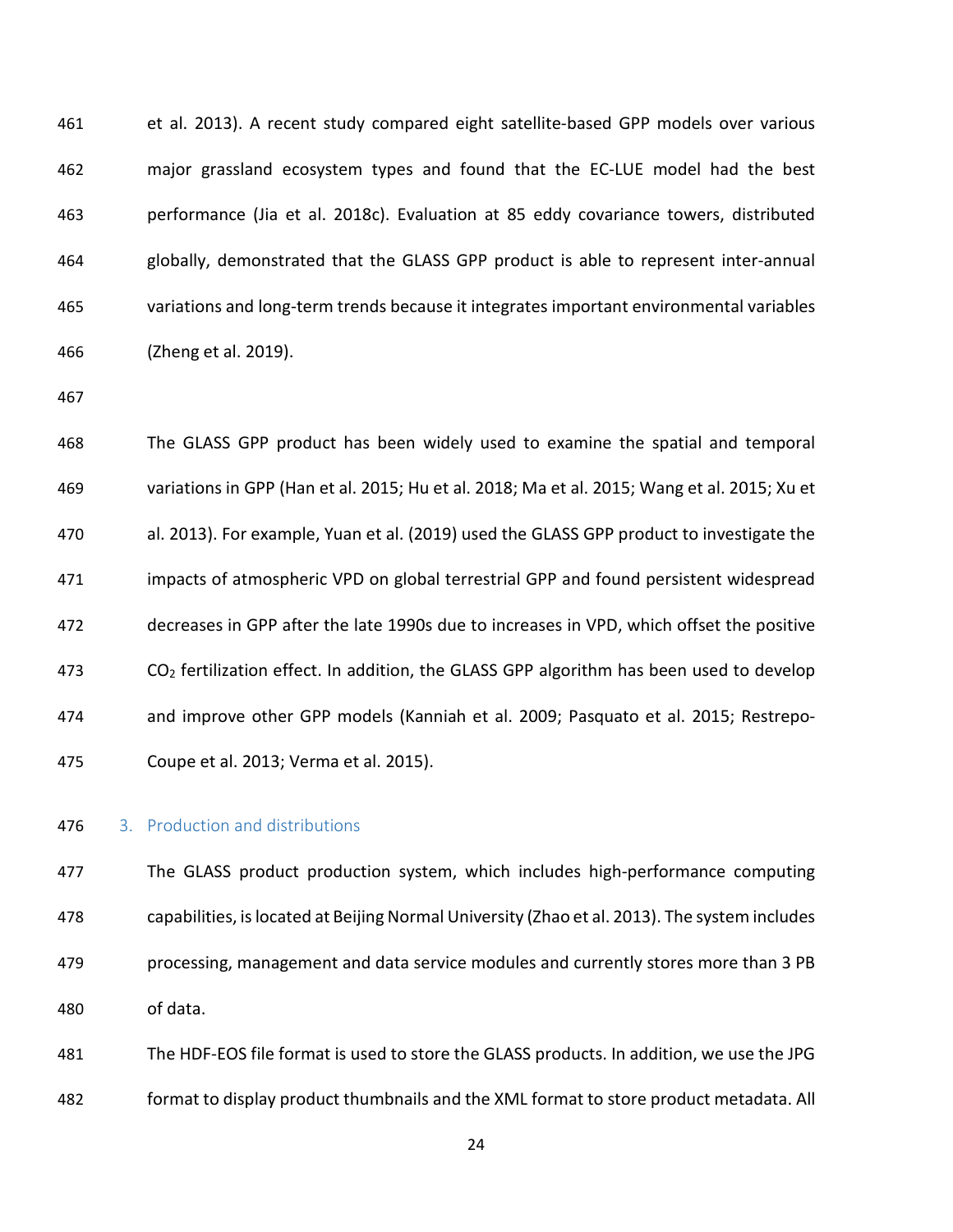et al. 2013). A recent study compared eight satellite-based GPP models over various major grassland ecosystem types and found that the EC-LUE model had the best performance (Jia et al. 2018c). Evaluation at 85 eddy covariance towers, distributed globally, demonstrated that the GLASS GPP product is able to represent inter-annual variations and long-term trends because it integrates important environmental variables (Zheng et al. 2019).

The GLASS GPP product has been widely used to examine the spatial and temporal variations in GPP (Han et al. 2015; Hu et al. 2018; Ma et al. 2015; Wang et al. 2015; Xu et al. 2013). For example, Yuan et al. (2019) used the GLASS GPP product to investigate the impacts of atmospheric VPD on global terrestrial GPP and found persistent widespread decreases in GPP after the late 1990s due to increases in VPD, which offset the positive $CO_2$ fertilization effect. In addition, the GLASS GPP algorithm has been used to develop and improve other GPP models (Kanniah et al. 2009; Pasquato et al. 2015; Restrepo-Coupe et al. 2013; Verma et al. 2015).

## 3. Production and distributions

The GLASS product production system, which includes high-performance computing capabilities, is located at Beijing Normal University (Zhao et al. 2013). The system includes processing, management and data service modules and currently stores more than 3 PB of data.

The HDF-EOS file format is used to store the GLASS products. In addition, we use the JPG format to display product thumbnails and the XML format to store product metadata. All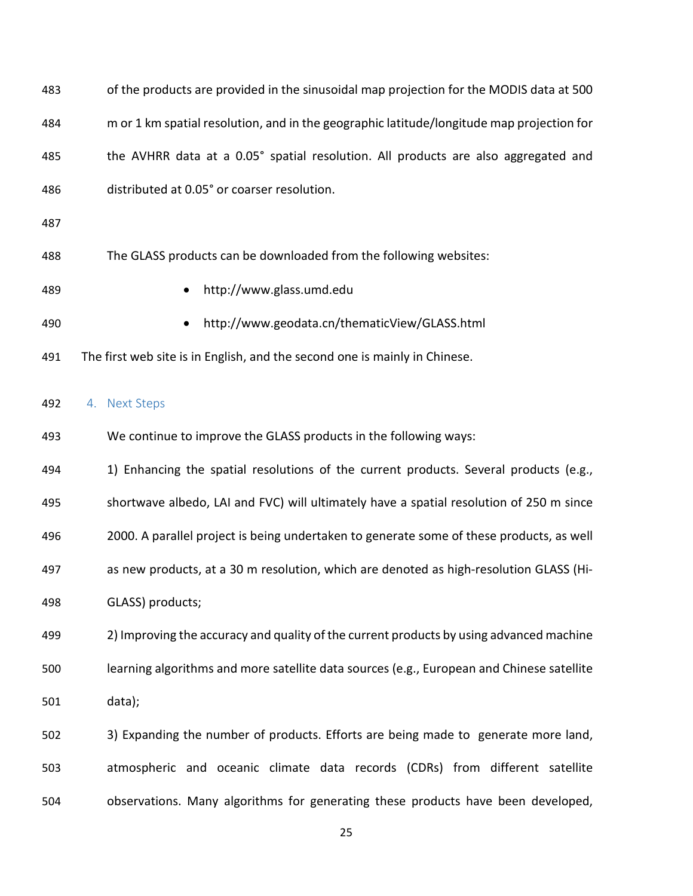of the products are provided in the sinusoidal map projection for the MODIS data at 500 m or 1 km spatial resolution, and in the geographic latitude/longitude map projection for the AVHRR data at a 0.05° spatial resolution. All products are also aggregated and distributed at 0.05° or coarser resolution.

The GLASS products can be downloaded from the following websites:

- http://www.glass.umd.edu
- http://www.geodata.cn/thematicView/GLASS.html

The first web site is in English, and the second one is mainly in Chinese.

## 4. Next Steps

We continue to improve the GLASS products in the following ways:

1) Enhancing the spatial resolutions of the current products. Several products (e.g., shortwave albedo, LAI and FVC) will ultimately have a spatial resolution of 250 m since 2000. A parallel project is being undertaken to generate some of these products, as well as new products, at a 30 m resolution, which are denoted as high-resolution GLASS (Hi-GLASS) products;

2) Improving the accuracy and quality of the current products by using advanced machine learning algorithms and more satellite data sources (e.g., European and Chinese satellite data);

3) Expanding the number of products. Efforts are being made to generate more land, atmospheric and oceanic climate data records (CDRs) from different satellite observations. Many algorithms for generating these products have been developed,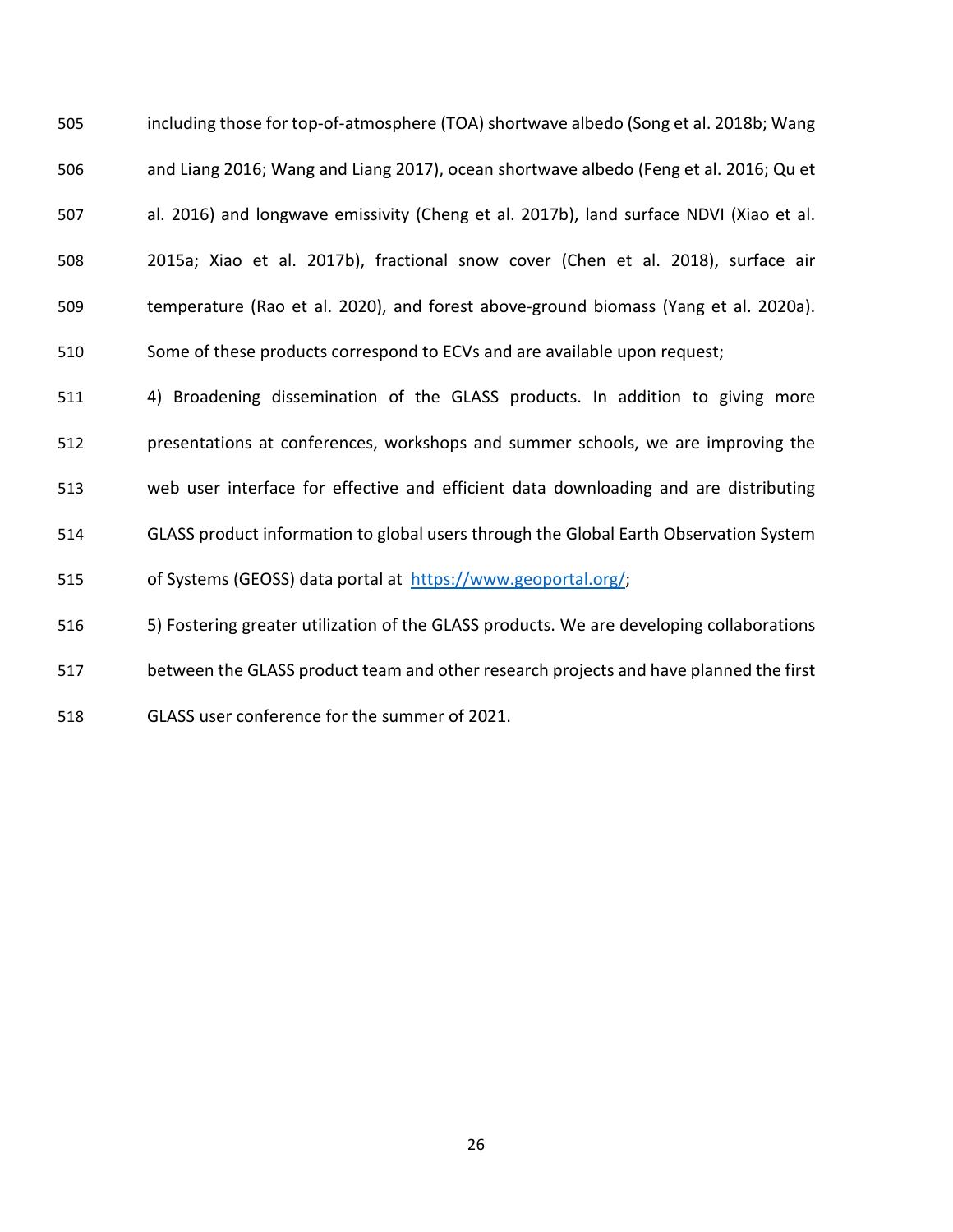including those for top-of-atmosphere (TOA) shortwave albedo (Song et al. 2018b; Wang and Liang 2016; Wang and Liang 2017), ocean shortwave albedo (Feng et al. 2016; Qu et al. 2016) and longwave emissivity (Cheng et al. 2017b), land surface NDVI (Xiao et al. 2015a; Xiao et al. 2017b), fractional snow cover (Chen et al. 2018), surface air temperature (Rao et al. 2020), and forest above-ground biomass (Yang et al. 2020a). Some of these products correspond to ECVs and are available upon request;

4) Broadening dissemination of the GLASS products. In addition to giving more presentations at conferences, workshops and summer schools, we are improving the web user interface for effective and efficient data downloading and are distributing GLASS product information to global users through the Global Earth Observation System of Systems (GEOSS) data portal at https://www.geoportal.org/;

5) Fostering greater utilization of the GLASS products. We are developing collaborations between the GLASS product team and other research projects and have planned the first GLASS user conference for the summer of 2021.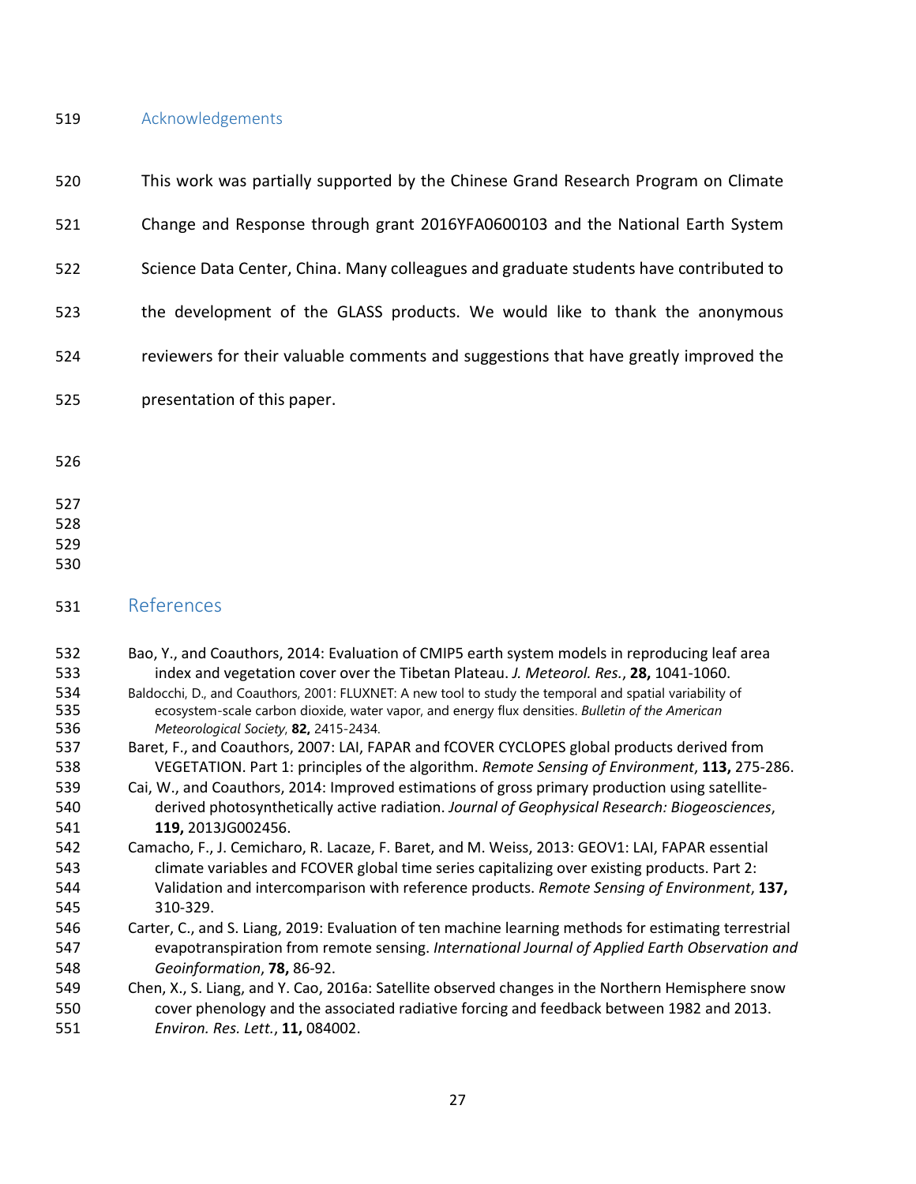## Acknowledgements

This work was partially supported by the Chinese Grand Research Program on Climate Change and Response through grant 2016YFA0600103 and the National Earth System Science Data Center, China. Many colleagues and graduate students have contributed to the development of the GLASS products. We would like to thank the anonymous reviewers for their valuable comments and suggestions that have greatly improved the presentation of this paper.

## References

Bao, Y., and Coauthors, 2014: Evaluation of CMIP5 earth system models in reproducing leaf area index and vegetation cover over the Tibetan Plateau. *J. Meteorol. Res.*, **28,** 1041-1060.

Baldocchi, D., and Coauthors, 2001: FLUXNET: A new tool to study the temporal and spatial variability of ecosystem-scale carbon dioxide, water vapor, and energy flux densities. *Bulletin of the American Meteorological Society*, **82,** 2415-2434.

Baret, F., and Coauthors, 2007: LAI, FAPAR and fCOVER CYCLOPES global products derived from VEGETATION. Part 1: principles of the algorithm. *Remote Sensing of Environment*, **113,** 275-286.

Cai, W., and Coauthors, 2014: Improved estimations of gross primary production using satellite-derived photosynthetically active radiation. *Journal of Geophysical Research: Biogeosciences*, **119,** 2013JG002456.

Camacho, F., J. Cemicharo, R. Lacaze, F. Baret, and M. Weiss, 2013: GEOV1: LAI, FAPAR essential climate variables and FCOVER global time series capitalizing over existing products. Part 2: Validation and intercomparison with reference products. *Remote Sensing of Environment*, **137,** 310-329.

Carter, C., and S. Liang, 2019: Evaluation of ten machine learning methods for estimating terrestrial evapotranspiration from remote sensing. *International Journal of Applied Earth Observation and Geoinformation*, **78,** 86-92.

Chen, X., S. Liang, and Y. Cao, 2016a: Satellite observed changes in the Northern Hemisphere snow cover phenology and the associated radiative forcing and feedback between 1982 and 2013. *Environ. Res. Lett.*, **11,** 084002.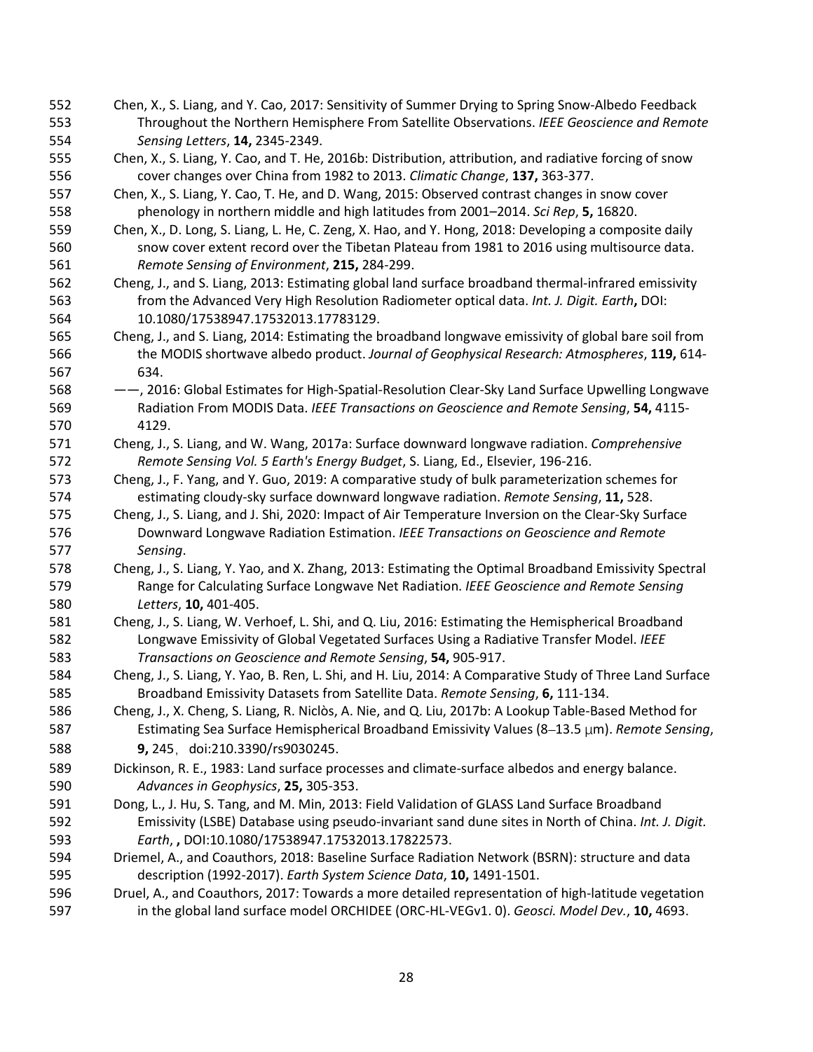Chen, X., S. Liang, and Y. Cao, 2017: Sensitivity of Summer Drying to Spring Snow-Albedo Feedback Throughout the Northern Hemisphere From Satellite Observations. *IEEE Geoscience and Remote Sensing Letters*, **14,** 2345-2349.

Chen, X., S. Liang, Y. Cao, and T. He, 2016b: Distribution, attribution, and radiative forcing of snow cover changes over China from 1982 to 2013. *Climatic Change*, **137,** 363-377.

Chen, X., S. Liang, Y. Cao, T. He, and D. Wang, 2015: Observed contrast changes in snow cover phenology in northern middle and high latitudes from 2001–2014. *Sci Rep*, **5,** 16820.

Chen, X., D. Long, S. Liang, L. He, C. Zeng, X. Hao, and Y. Hong, 2018: Developing a composite daily snow cover extent record over the Tibetan Plateau from 1981 to 2016 using multisource data. *Remote Sensing of Environment*, **215,** 284-299.

Cheng, J., and S. Liang, 2013: Estimating global land surface broadband thermal-infrared emissivity from the Advanced Very High Resolution Radiometer optical data. *Int. J. Digit. Earth***,** DOI: 10.1080/17538947.17532013.17783129.

Cheng, J., and S. Liang, 2014: Estimating the broadband longwave emissivity of global bare soil from the MODIS shortwave albedo product. *Journal of Geophysical Research: Atmospheres*, **119,** 614-634.

——, 2016: Global Estimates for High-Spatial-Resolution Clear-Sky Land Surface Upwelling Longwave Radiation From MODIS Data. *IEEE Transactions on Geoscience and Remote Sensing*, **54,** 4115-4129.

Cheng, J., S. Liang, and W. Wang, 2017a: Surface downward longwave radiation. *Comprehensive Remote Sensing Vol. 5 Earth's Energy Budget*, S. Liang, Ed., Elsevier, 196-216.

Cheng, J., F. Yang, and Y. Guo, 2019: A comparative study of bulk parameterization schemes for estimating cloudy-sky surface downward longwave radiation. *Remote Sensing*, **11,** 528.

Cheng, J., S. Liang, and J. Shi, 2020: Impact of Air Temperature Inversion on the Clear-Sky Surface Downward Longwave Radiation Estimation. *IEEE Transactions on Geoscience and Remote Sensing*.

Cheng, J., S. Liang, Y. Yao, and X. Zhang, 2013: Estimating the Optimal Broadband Emissivity Spectral Range for Calculating Surface Longwave Net Radiation. *IEEE Geoscience and Remote Sensing Letters*, **10,** 401-405.

Cheng, J., S. Liang, W. Verhoef, L. Shi, and Q. Liu, 2016: Estimating the Hemispherical Broadband Longwave Emissivity of Global Vegetated Surfaces Using a Radiative Transfer Model. *IEEE Transactions on Geoscience and Remote Sensing*, **54,** 905-917.

Cheng, J., S. Liang, Y. Yao, B. Ren, L. Shi, and H. Liu, 2014: A Comparative Study of Three Land Surface Broadband Emissivity Datasets from Satellite Data. *Remote Sensing*, **6,** 111-134.

Cheng, J., X. Cheng, S. Liang, R. Niclòs, A. Nie, and Q. Liu, 2017b: A Lookup Table-Based Method for Estimating Sea Surface Hemispherical Broadband Emissivity Values (8–13.5 μm). *Remote Sensing*, **9,** 245, doi:210.3390/rs9030245.

Dickinson, R. E., 1983: Land surface processes and climate-surface albedos and energy balance. *Advances in Geophysics*, **25,** 305-353.

Dong, L., J. Hu, S. Tang, and M. Min, 2013: Field Validation of GLASS Land Surface Broadband Emissivity (LSBE) Database using pseudo-invariant sand dune sites in North of China. *Int. J. Digit. Earth*, **,** DOI:10.1080/17538947.17532013.17822573.

Driemel, A., and Coauthors, 2018: Baseline Surface Radiation Network (BSRN): structure and data description (1992-2017). *Earth System Science Data*, **10,** 1491-1501.

Druel, A., and Coauthors, 2017: Towards a more detailed representation of high-latitude vegetation in the global land surface model ORCHIDEE (ORC-HL-VEGv1. 0). *Geosci. Model Dev.*, **10,** 4693.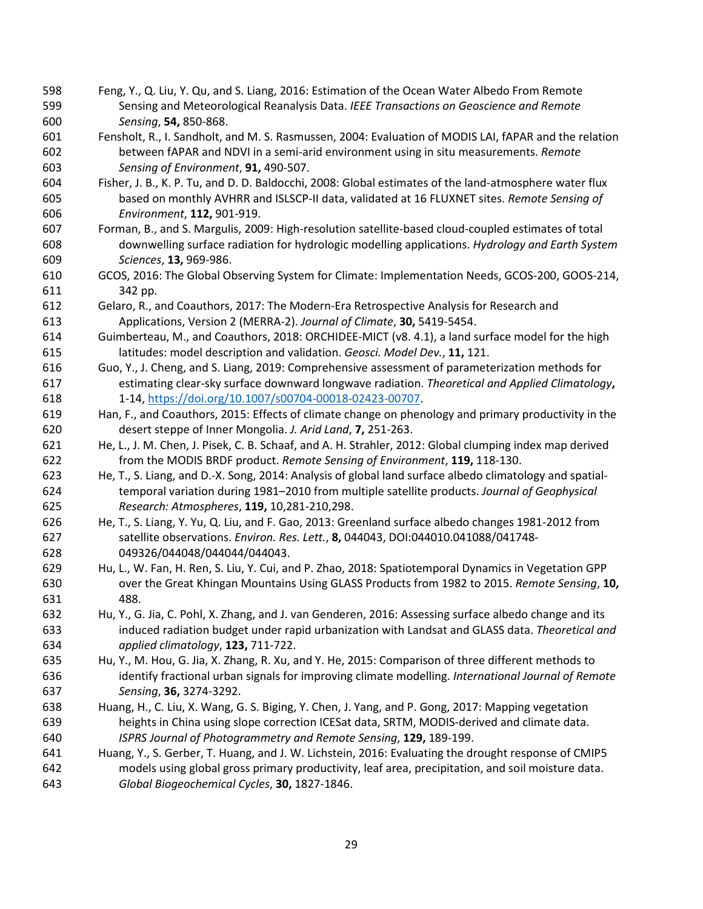Feng, Y., Q. Liu, Y. Qu, and S. Liang, 2016: Estimation of the Ocean Water Albedo From Remote Sensing and Meteorological Reanalysis Data. *IEEE Transactions on Geoscience and Remote Sensing*, **54,** 850-868.

Fensholt, R., I. Sandholt, and M. S. Rasmussen, 2004: Evaluation of MODIS LAI, fAPAR and the relation between fAPAR and NDVI in a semi-arid environment using in situ measurements. *Remote Sensing of Environment*, **91,** 490-507.

Fisher, J. B., K. P. Tu, and D. D. Baldocchi, 2008: Global estimates of the land-atmosphere water flux based on monthly AVHRR and ISLSCP-II data, validated at 16 FLUXNET sites. *Remote Sensing of Environment*, **112,** 901-919.

Forman, B., and S. Margulis, 2009: High-resolution satellite-based cloud-coupled estimates of total downwelling surface radiation for hydrologic modelling applications. *Hydrology and Earth System Sciences*, **13,** 969-986.

GCOS, 2016: The Global Observing System for Climate: Implementation Needs, GCOS-200, GOOS-214, 342 pp.

Gelaro, R., and Coauthors, 2017: The Modern-Era Retrospective Analysis for Research and Applications, Version 2 (MERRA-2). *Journal of Climate*, **30,** 5419-5454.

Guimberteau, M., and Coauthors, 2018: ORCHIDEE-MICT (v8. 4.1), a land surface model for the high latitudes: model description and validation. *Geosci. Model Dev.*, **11,** 121.

Guo, Y., J. Cheng, and S. Liang, 2019: Comprehensive assessment of parameterization methods for estimating clear-sky surface downward longwave radiation. *Theoretical and Applied Climatology***,** 1-14, https://doi.org/10.1007/s00704-00018-02423-00707.

Han, F., and Coauthors, 2015: Effects of climate change on phenology and primary productivity in the desert steppe of Inner Mongolia. *J. Arid Land*, **7,** 251-263.

He, L., J. M. Chen, J. Pisek, C. B. Schaaf, and A. H. Strahler, 2012: Global clumping index map derived from the MODIS BRDF product. *Remote Sensing of Environment*, **119,** 118-130.

He, T., S. Liang, and D.-X. Song, 2014: Analysis of global land surface albedo climatology and spatial-temporal variation during 1981–2010 from multiple satellite products. *Journal of Geophysical Research: Atmospheres*, **119,** 10,281-210,298.

He, T., S. Liang, Y. Yu, Q. Liu, and F. Gao, 2013: Greenland surface albedo changes 1981-2012 from satellite observations. *Environ. Res. Lett.*, **8,** 044043, DOI:044010.041088/041748-049326/044048/044044/044043.

Hu, L., W. Fan, H. Ren, S. Liu, Y. Cui, and P. Zhao, 2018: Spatiotemporal Dynamics in Vegetation GPP over the Great Khingan Mountains Using GLASS Products from 1982 to 2015. *Remote Sensing*, **10,** 488.

Hu, Y., G. Jia, C. Pohl, X. Zhang, and J. van Genderen, 2016: Assessing surface albedo change and its induced radiation budget under rapid urbanization with Landsat and GLASS data. *Theoretical and applied climatology*, **123,** 711-722.

Hu, Y., M. Hou, G. Jia, X. Zhang, R. Xu, and Y. He, 2015: Comparison of three different methods to identify fractional urban signals for improving climate modelling. *International Journal of Remote Sensing*, **36,** 3274-3292.

Huang, H., C. Liu, X. Wang, G. S. Biging, Y. Chen, J. Yang, and P. Gong, 2017: Mapping vegetation heights in China using slope correction ICESat data, SRTM, MODIS-derived and climate data. *ISPRS Journal of Photogrammetry and Remote Sensing*, **129,** 189-199.

Huang, Y., S. Gerber, T. Huang, and J. W. Lichstein, 2016: Evaluating the drought response of CMIP5 models using global gross primary productivity, leaf area, precipitation, and soil moisture data. *Global Biogeochemical Cycles*, **30,** 1827-1846.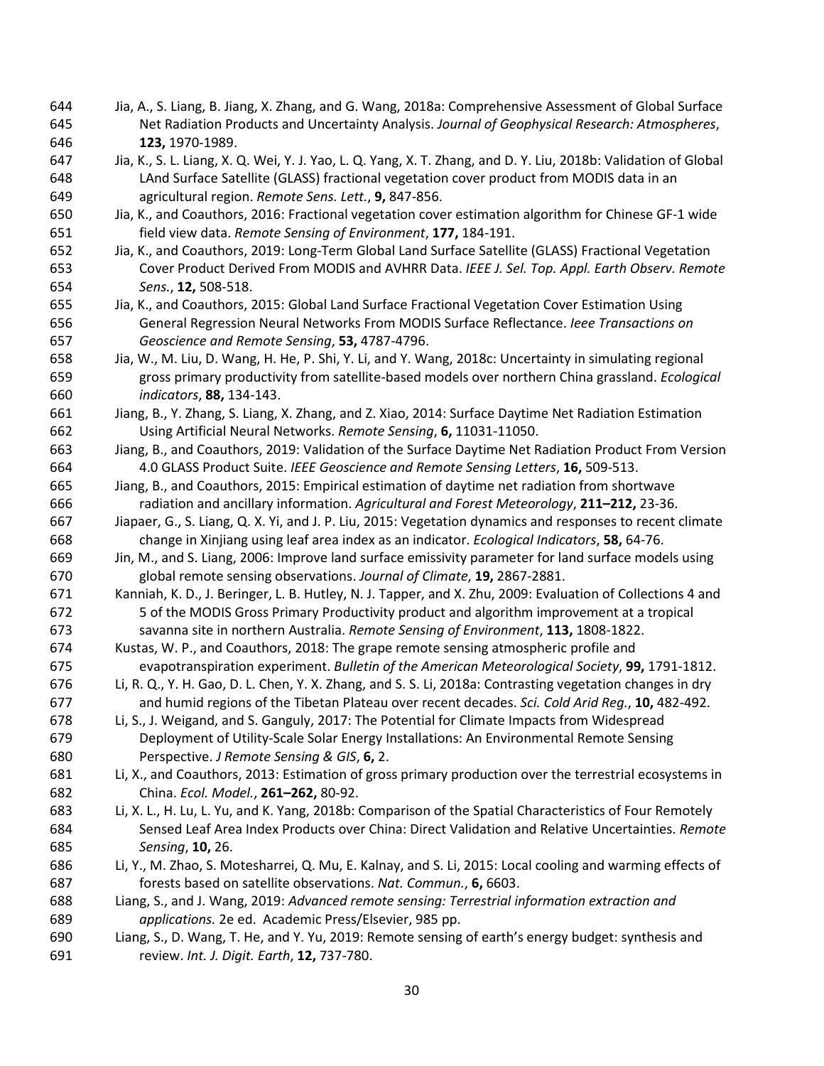Jia, A., S. Liang, B. Jiang, X. Zhang, and G. Wang, 2018a: Comprehensive Assessment of Global Surface Net Radiation Products and Uncertainty Analysis. *Journal of Geophysical Research: Atmospheres*, **123,** 1970-1989.

Jia, K., S. L. Liang, X. Q. Wei, Y. J. Yao, L. Q. Yang, X. T. Zhang, and D. Y. Liu, 2018b: Validation of Global LAnd Surface Satellite (GLASS) fractional vegetation cover product from MODIS data in an agricultural region. *Remote Sens. Lett.*, **9,** 847-856.

Jia, K., and Coauthors, 2016: Fractional vegetation cover estimation algorithm for Chinese GF-1 wide field view data. *Remote Sensing of Environment*, **177,** 184-191.

Jia, K., and Coauthors, 2019: Long-Term Global Land Surface Satellite (GLASS) Fractional Vegetation Cover Product Derived From MODIS and AVHRR Data. *IEEE J. Sel. Top. Appl. Earth Observ. Remote Sens.*, **12,** 508-518.

Jia, K., and Coauthors, 2015: Global Land Surface Fractional Vegetation Cover Estimation Using General Regression Neural Networks From MODIS Surface Reflectance. *Ieee Transactions on Geoscience and Remote Sensing*, **53,** 4787-4796.

Jia, W., M. Liu, D. Wang, H. He, P. Shi, Y. Li, and Y. Wang, 2018c: Uncertainty in simulating regional gross primary productivity from satellite-based models over northern China grassland. *Ecological indicators*, **88,** 134-143.

Jiang, B., Y. Zhang, S. Liang, X. Zhang, and Z. Xiao, 2014: Surface Daytime Net Radiation Estimation Using Artificial Neural Networks. *Remote Sensing*, **6,** 11031-11050.

Jiang, B., and Coauthors, 2019: Validation of the Surface Daytime Net Radiation Product From Version 4.0 GLASS Product Suite. *IEEE Geoscience and Remote Sensing Letters*, **16,** 509-513.

Jiang, B., and Coauthors, 2015: Empirical estimation of daytime net radiation from shortwave radiation and ancillary information. *Agricultural and Forest Meteorology*, **211–212,** 23-36.

Jiapaer, G., S. Liang, Q. X. Yi, and J. P. Liu, 2015: Vegetation dynamics and responses to recent climate change in Xinjiang using leaf area index as an indicator. *Ecological Indicators*, **58,** 64-76.

Jin, M., and S. Liang, 2006: Improve land surface emissivity parameter for land surface models using global remote sensing observations. *Journal of Climate*, **19,** 2867-2881.

Kanniah, K. D., J. Beringer, L. B. Hutley, N. J. Tapper, and X. Zhu, 2009: Evaluation of Collections 4 and 5 of the MODIS Gross Primary Productivity product and algorithm improvement at a tropical savanna site in northern Australia. *Remote Sensing of Environment*, **113,** 1808-1822.

Kustas, W. P., and Coauthors, 2018: The grape remote sensing atmospheric profile and evapotranspiration experiment. *Bulletin of the American Meteorological Society*, **99,** 1791-1812.

Li, R. Q., Y. H. Gao, D. L. Chen, Y. X. Zhang, and S. S. Li, 2018a: Contrasting vegetation changes in dry and humid regions of the Tibetan Plateau over recent decades. *Sci. Cold Arid Reg.*, **10,** 482-492.

Li, S., J. Weigand, and S. Ganguly, 2017: The Potential for Climate Impacts from Widespread Deployment of Utility-Scale Solar Energy Installations: An Environmental Remote Sensing Perspective. *J Remote Sensing & GIS*, **6,** 2.

Li, X., and Coauthors, 2013: Estimation of gross primary production over the terrestrial ecosystems in China. *Ecol. Model.*, **261–262,** 80-92.

Li, X. L., H. Lu, L. Yu, and K. Yang, 2018b: Comparison of the Spatial Characteristics of Four Remotely Sensed Leaf Area Index Products over China: Direct Validation and Relative Uncertainties. *Remote Sensing*, **10,** 26.

Li, Y., M. Zhao, S. Motesharrei, Q. Mu, E. Kalnay, and S. Li, 2015: Local cooling and warming effects of forests based on satellite observations. *Nat. Commun.*, **6,** 6603.

Liang, S., and J. Wang, 2019: *Advanced remote sensing: Terrestrial information extraction and applications.* 2e ed. Academic Press/Elsevier, 985 pp.

Liang, S., D. Wang, T. He, and Y. Yu, 2019: Remote sensing of earth's energy budget: synthesis and review. *Int. J. Digit. Earth*, **12,** 737-780.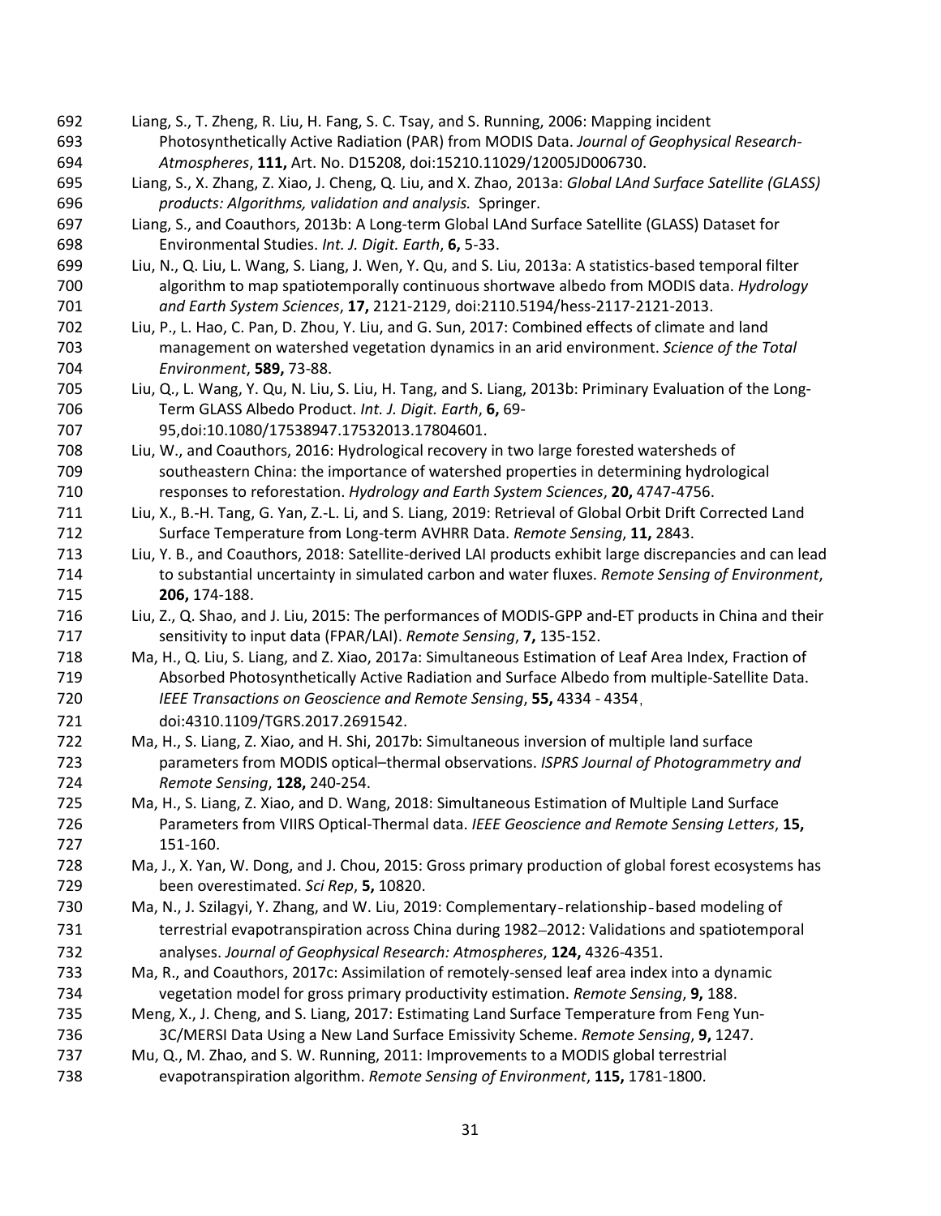Liang, S., T. Zheng, R. Liu, H. Fang, S. C. Tsay, and S. Running, 2006: Mapping incident Photosynthetically Active Radiation (PAR) from MODIS Data. *Journal of Geophysical Research-Atmospheres*, **111,** Art. No. D15208, doi:15210.11029/12005JD006730.

Liang, S., X. Zhang, Z. Xiao, J. Cheng, Q. Liu, and X. Zhao, 2013a: *Global LAnd Surface Satellite (GLASS) products: Algorithms, validation and analysis.* Springer.

Liang, S., and Coauthors, 2013b: A Long-term Global LAnd Surface Satellite (GLASS) Dataset for Environmental Studies. *Int. J. Digit. Earth*, **6,** 5-33.

Liu, N., Q. Liu, L. Wang, S. Liang, J. Wen, Y. Qu, and S. Liu, 2013a: A statistics-based temporal filter algorithm to map spatiotemporally continuous shortwave albedo from MODIS data. *Hydrology and Earth System Sciences*, **17,** 2121-2129, doi:2110.5194/hess-2117-2121-2013.

Liu, P., L. Hao, C. Pan, D. Zhou, Y. Liu, and G. Sun, 2017: Combined effects of climate and land management on watershed vegetation dynamics in an arid environment. *Science of the Total Environment*, **589,** 73-88.

Liu, Q., L. Wang, Y. Qu, N. Liu, S. Liu, H. Tang, and S. Liang, 2013b: Priminary Evaluation of the Long-Term GLASS Albedo Product. *Int. J. Digit. Earth*, **6,** 69-95,doi:10.1080/17538947.17532013.17804601.

Liu, W., and Coauthors, 2016: Hydrological recovery in two large forested watersheds of southeastern China: the importance of watershed properties in determining hydrological responses to reforestation. *Hydrology and Earth System Sciences*, **20,** 4747-4756.

Liu, X., B.-H. Tang, G. Yan, Z.-L. Li, and S. Liang, 2019: Retrieval of Global Orbit Drift Corrected Land Surface Temperature from Long-term AVHRR Data. *Remote Sensing*, **11,** 2843.

Liu, Y. B., and Coauthors, 2018: Satellite-derived LAI products exhibit large discrepancies and can lead to substantial uncertainty in simulated carbon and water fluxes. *Remote Sensing of Environment*, **206,** 174-188.

Liu, Z., Q. Shao, and J. Liu, 2015: The performances of MODIS-GPP and-ET products in China and their sensitivity to input data (FPAR/LAI). *Remote Sensing*, **7,** 135-152.

Ma, H., Q. Liu, S. Liang, and Z. Xiao, 2017a: Simultaneous Estimation of Leaf Area Index, Fraction of Absorbed Photosynthetically Active Radiation and Surface Albedo from multiple-Satellite Data. *IEEE Transactions on Geoscience and Remote Sensing*, **55,** 4334 - 4354, doi:4310.1109/TGRS.2017.2691542.

Ma, H., S. Liang, Z. Xiao, and H. Shi, 2017b: Simultaneous inversion of multiple land surface parameters from MODIS optical–thermal observations. *ISPRS Journal of Photogrammetry and Remote Sensing*, **128,** 240-254.

Ma, H., S. Liang, Z. Xiao, and D. Wang, 2018: Simultaneous Estimation of Multiple Land Surface Parameters from VIIRS Optical-Thermal data. *IEEE Geoscience and Remote Sensing Letters*, **15,** 151-160.

Ma, J., X. Yan, W. Dong, and J. Chou, 2015: Gross primary production of global forest ecosystems has been overestimated. *Sci Rep*, **5,** 10820.

Ma, N., J. Szilagyi, Y. Zhang, and W. Liu, 2019: Complementary‐relationship‐based modeling of terrestrial evapotranspiration across China during 1982–2012: Validations and spatiotemporal analyses. *Journal of Geophysical Research: Atmospheres*, **124,** 4326-4351.

Ma, R., and Coauthors, 2017c: Assimilation of remotely-sensed leaf area index into a dynamic vegetation model for gross primary productivity estimation. *Remote Sensing*, **9,** 188.

Meng, X., J. Cheng, and S. Liang, 2017: Estimating Land Surface Temperature from Feng Yun-3C/MERSI Data Using a New Land Surface Emissivity Scheme. *Remote Sensing*, **9,** 1247.

Mu, Q., M. Zhao, and S. W. Running, 2011: Improvements to a MODIS global terrestrial evapotranspiration algorithm. *Remote Sensing of Environment*, **115,** 1781-1800.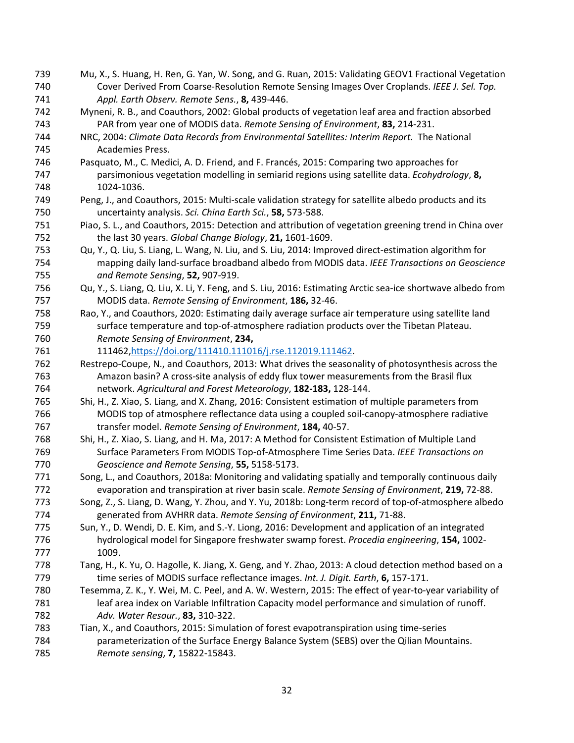Mu, X., S. Huang, H. Ren, G. Yan, W. Song, and G. Ruan, 2015: Validating GEOV1 Fractional Vegetation Cover Derived From Coarse-Resolution Remote Sensing Images Over Croplands. *IEEE J. Sel. Top. Appl. Earth Observ. Remote Sens.*, **8,** 439-446.

Myneni, R. B., and Coauthors, 2002: Global products of vegetation leaf area and fraction absorbed PAR from year one of MODIS data. *Remote Sensing of Environment*, **83,** 214-231.

NRC, 2004: *Climate Data Records from Environmental Satellites: Interim Report.* The National Academies Press.

Pasquato, M., C. Medici, A. D. Friend, and F. Francés, 2015: Comparing two approaches for parsimonious vegetation modelling in semiarid regions using satellite data. *Ecohydrology*, **8,** 1024-1036.

Peng, J., and Coauthors, 2015: Multi-scale validation strategy for satellite albedo products and its uncertainty analysis. *Sci. China Earth Sci.*, **58,** 573-588.

Piao, S. L., and Coauthors, 2015: Detection and attribution of vegetation greening trend in China over the last 30 years. *Global Change Biology*, **21,** 1601-1609.

Qu, Y., Q. Liu, S. Liang, L. Wang, N. Liu, and S. Liu, 2014: Improved direct-estimation algorithm for mapping daily land-surface broadband albedo from MODIS data. *IEEE Transactions on Geoscience and Remote Sensing*, **52,** 907-919.

Qu, Y., S. Liang, Q. Liu, X. Li, Y. Feng, and S. Liu, 2016: Estimating Arctic sea-ice shortwave albedo from MODIS data. *Remote Sensing of Environment*, **186,** 32-46.

Rao, Y., and Coauthors, 2020: Estimating daily average surface air temperature using satellite land surface temperature and top-of-atmosphere radiation products over the Tibetan Plateau. *Remote Sensing of Environment*, **234,** 111462,https://doi.org/111410.111016/j.rse.112019.111462.

Restrepo-Coupe, N., and Coauthors, 2013: What drives the seasonality of photosynthesis across the Amazon basin? A cross-site analysis of eddy flux tower measurements from the Brasil flux network. *Agricultural and Forest Meteorology*, **182-183,** 128-144.

Shi, H., Z. Xiao, S. Liang, and X. Zhang, 2016: Consistent estimation of multiple parameters from MODIS top of atmosphere reflectance data using a coupled soil-canopy-atmosphere radiative transfer model. *Remote Sensing of Environment*, **184,** 40-57.

Shi, H., Z. Xiao, S. Liang, and H. Ma, 2017: A Method for Consistent Estimation of Multiple Land Surface Parameters From MODIS Top-of-Atmosphere Time Series Data. *IEEE Transactions on Geoscience and Remote Sensing*, **55,** 5158-5173.

Song, L., and Coauthors, 2018a: Monitoring and validating spatially and temporally continuous daily evaporation and transpiration at river basin scale. *Remote Sensing of Environment*, **219,** 72-88.

Song, Z., S. Liang, D. Wang, Y. Zhou, and Y. Yu, 2018b: Long-term record of top-of-atmosphere albedo generated from AVHRR data. *Remote Sensing of Environment*, **211,** 71-88.

Sun, Y., D. Wendi, D. E. Kim, and S.-Y. Liong, 2016: Development and application of an integrated hydrological model for Singapore freshwater swamp forest. *Procedia engineering*, **154,** 1002-1009.

Tang, H., K. Yu, O. Hagolle, K. Jiang, X. Geng, and Y. Zhao, 2013: A cloud detection method based on a time series of MODIS surface reflectance images. *Int. J. Digit. Earth*, **6,** 157-171.

Tesemma, Z. K., Y. Wei, M. C. Peel, and A. W. Western, 2015: The effect of year-to-year variability of leaf area index on Variable Infiltration Capacity model performance and simulation of runoff. *Adv. Water Resour.*, **83,** 310-322.

Tian, X., and Coauthors, 2015: Simulation of forest evapotranspiration using time-series parameterization of the Surface Energy Balance System (SEBS) over the Qilian Mountains. *Remote sensing*, **7,** 15822-15843.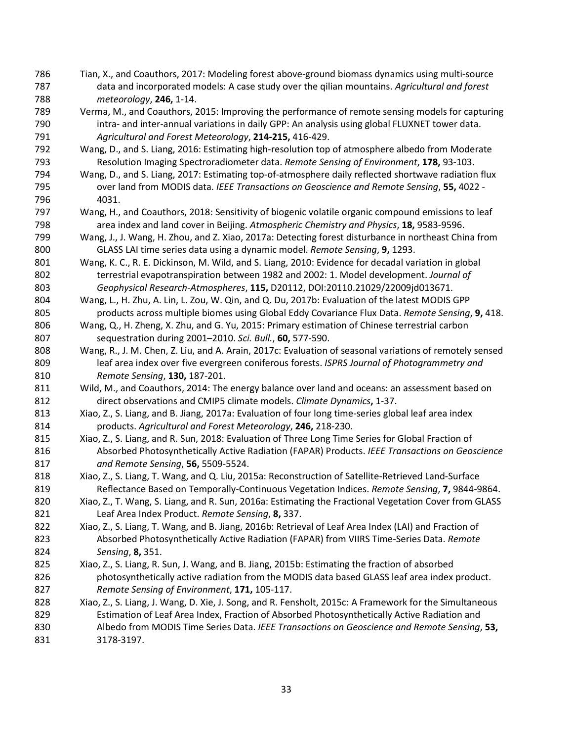Tian, X., and Coauthors, 2017: Modeling forest above-ground biomass dynamics using multi-source data and incorporated models: A case study over the qilian mountains. *Agricultural and forest meteorology*, **246,** 1-14.

Verma, M., and Coauthors, 2015: Improving the performance of remote sensing models for capturing intra- and inter-annual variations in daily GPP: An analysis using global FLUXNET tower data. *Agricultural and Forest Meteorology*, **214-215,** 416-429.

Wang, D., and S. Liang, 2016: Estimating high-resolution top of atmosphere albedo from Moderate Resolution Imaging Spectroradiometer data. *Remote Sensing of Environment*, **178,** 93-103.

Wang, D., and S. Liang, 2017: Estimating top-of-atmosphere daily reflected shortwave radiation flux over land from MODIS data. *IEEE Transactions on Geoscience and Remote Sensing*, **55,** 4022 - 4031.

Wang, H., and Coauthors, 2018: Sensitivity of biogenic volatile organic compound emissions to leaf area index and land cover in Beijing. *Atmospheric Chemistry and Physics*, **18,** 9583-9596.

Wang, J., J. Wang, H. Zhou, and Z. Xiao, 2017a: Detecting forest disturbance in northeast China from GLASS LAI time series data using a dynamic model. *Remote Sensing*, **9,** 1293.

Wang, K. C., R. E. Dickinson, M. Wild, and S. Liang, 2010: Evidence for decadal variation in global terrestrial evapotranspiration between 1982 and 2002: 1. Model development. *Journal of Geophysical Research-Atmospheres*, **115,** D20112, DOI:20110.21029/22009jd013671.

Wang, L., H. Zhu, A. Lin, L. Zou, W. Qin, and Q. Du, 2017b: Evaluation of the latest MODIS GPP products across multiple biomes using Global Eddy Covariance Flux Data. *Remote Sensing*, **9,** 418.

Wang, Q., H. Zheng, X. Zhu, and G. Yu, 2015: Primary estimation of Chinese terrestrial carbon sequestration during 2001–2010. *Sci. Bull.*, **60,** 577-590.

Wang, R., J. M. Chen, Z. Liu, and A. Arain, 2017c: Evaluation of seasonal variations of remotely sensed leaf area index over five evergreen coniferous forests. *ISPRS Journal of Photogrammetry and Remote Sensing*, **130,** 187-201.

Wild, M., and Coauthors, 2014: The energy balance over land and oceans: an assessment based on direct observations and CMIP5 climate models. *Climate Dynamics***,** 1-37.

Xiao, Z., S. Liang, and B. Jiang, 2017a: Evaluation of four long time-series global leaf area index products. *Agricultural and Forest Meteorology*, **246,** 218-230.

Xiao, Z., S. Liang, and R. Sun, 2018: Evaluation of Three Long Time Series for Global Fraction of Absorbed Photosynthetically Active Radiation (FAPAR) Products. *IEEE Transactions on Geoscience and Remote Sensing*, **56,** 5509-5524.

Xiao, Z., S. Liang, T. Wang, and Q. Liu, 2015a: Reconstruction of Satellite-Retrieved Land-Surface Reflectance Based on Temporally-Continuous Vegetation Indices. *Remote Sensing*, **7,** 9844-9864.

Xiao, Z., T. Wang, S. Liang, and R. Sun, 2016a: Estimating the Fractional Vegetation Cover from GLASS Leaf Area Index Product. *Remote Sensing*, **8,** 337.

Xiao, Z., S. Liang, T. Wang, and B. Jiang, 2016b: Retrieval of Leaf Area Index (LAI) and Fraction of Absorbed Photosynthetically Active Radiation (FAPAR) from VIIRS Time-Series Data. *Remote Sensing*, **8,** 351.

Xiao, Z., S. Liang, R. Sun, J. Wang, and B. Jiang, 2015b: Estimating the fraction of absorbed photosynthetically active radiation from the MODIS data based GLASS leaf area index product. *Remote Sensing of Environment*, **171,** 105-117.

Xiao, Z., S. Liang, J. Wang, D. Xie, J. Song, and R. Fensholt, 2015c: A Framework for the Simultaneous Estimation of Leaf Area Index, Fraction of Absorbed Photosynthetically Active Radiation and Albedo from MODIS Time Series Data. *IEEE Transactions on Geoscience and Remote Sensing*, **53,** 3178-3197.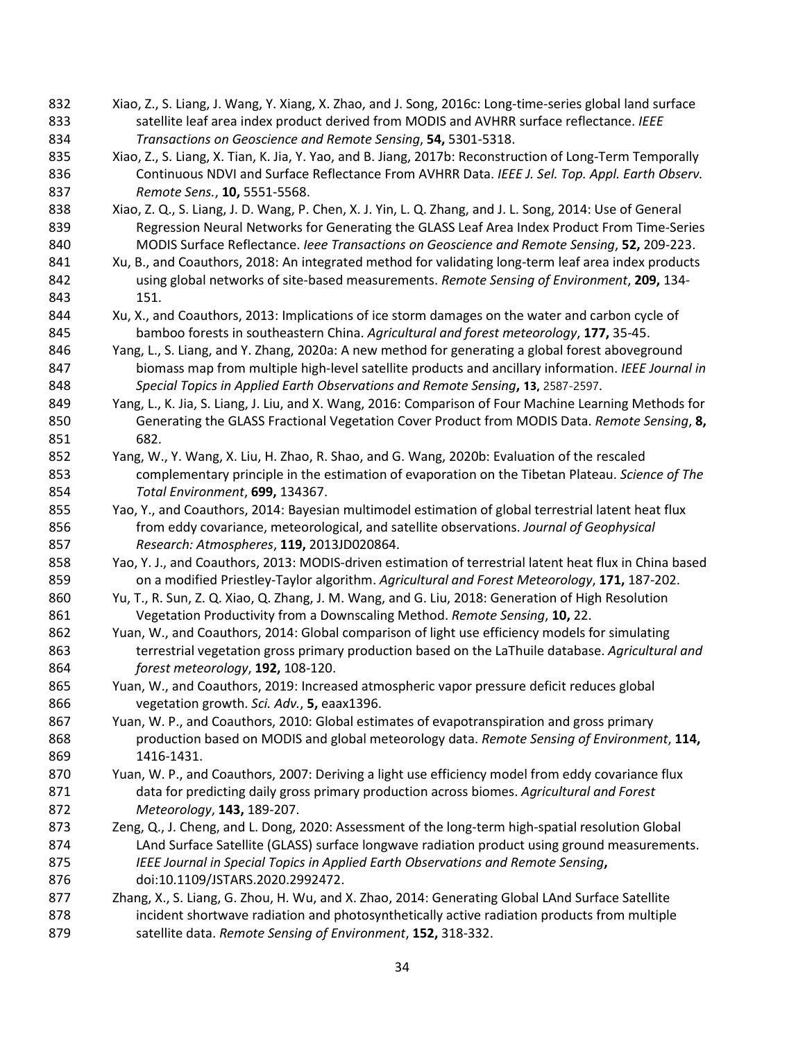Xiao, Z., S. Liang, J. Wang, Y. Xiang, X. Zhao, and J. Song, 2016c: Long-time-series global land surface satellite leaf area index product derived from MODIS and AVHRR surface reflectance. *IEEE Transactions on Geoscience and Remote Sensing*, **54,** 5301-5318.

Xiao, Z., S. Liang, X. Tian, K. Jia, Y. Yao, and B. Jiang, 2017b: Reconstruction of Long-Term Temporally Continuous NDVI and Surface Reflectance From AVHRR Data. *IEEE J. Sel. Top. Appl. Earth Observ. Remote Sens.*, **10,** 5551-5568.

Xiao, Z. Q., S. Liang, J. D. Wang, P. Chen, X. J. Yin, L. Q. Zhang, and J. L. Song, 2014: Use of General Regression Neural Networks for Generating the GLASS Leaf Area Index Product From Time-Series MODIS Surface Reflectance. *Ieee Transactions on Geoscience and Remote Sensing*, **52,** 209-223.

Xu, B., and Coauthors, 2018: An integrated method for validating long-term leaf area index products using global networks of site-based measurements. *Remote Sensing of Environment*, **209,** 134-151.

Xu, X., and Coauthors, 2013: Implications of ice storm damages on the water and carbon cycle of bamboo forests in southeastern China. *Agricultural and forest meteorology*, **177,** 35-45.

Yang, L., S. Liang, and Y. Zhang, 2020a: A new method for generating a global forest aboveground biomass map from multiple high-level satellite products and ancillary information. *IEEE Journal in Special Topics in Applied Earth Observations and Remote Sensing*, **13,** 2587-2597.

Yang, L., K. Jia, S. Liang, J. Liu, and X. Wang, 2016: Comparison of Four Machine Learning Methods for Generating the GLASS Fractional Vegetation Cover Product from MODIS Data. *Remote Sensing*, **8,** 682.

Yang, W., Y. Wang, X. Liu, H. Zhao, R. Shao, and G. Wang, 2020b: Evaluation of the rescaled complementary principle in the estimation of evaporation on the Tibetan Plateau. *Science of The Total Environment*, **699,** 134367.

Yao, Y., and Coauthors, 2014: Bayesian multimodel estimation of global terrestrial latent heat flux from eddy covariance, meteorological, and satellite observations. *Journal of Geophysical Research: Atmospheres*, **119,** 2013JD020864.

Yao, Y. J., and Coauthors, 2013: MODIS-driven estimation of terrestrial latent heat flux in China based on a modified Priestley-Taylor algorithm. *Agricultural and Forest Meteorology*, **171,** 187-202.

Yu, T., R. Sun, Z. Q. Xiao, Q. Zhang, J. M. Wang, and G. Liu, 2018: Generation of High Resolution Vegetation Productivity from a Downscaling Method. *Remote Sensing*, **10,** 22.

Yuan, W., and Coauthors, 2014: Global comparison of light use efficiency models for simulating terrestrial vegetation gross primary production based on the LaThuile database. *Agricultural and forest meteorology*, **192,** 108-120.

Yuan, W., and Coauthors, 2019: Increased atmospheric vapor pressure deficit reduces global vegetation growth. *Sci. Adv.*, **5,** eaax1396.

Yuan, W. P., and Coauthors, 2010: Global estimates of evapotranspiration and gross primary production based on MODIS and global meteorology data. *Remote Sensing of Environment*, **114,** 1416-1431.

Yuan, W. P., and Coauthors, 2007: Deriving a light use efficiency model from eddy covariance flux data for predicting daily gross primary production across biomes. *Agricultural and Forest Meteorology*, **143,** 189-207.

Zeng, Q., J. Cheng, and L. Dong, 2020: Assessment of the long-term high-spatial resolution Global LAnd Surface Satellite (GLASS) surface longwave radiation product using ground measurements. *IEEE Journal in Special Topics in Applied Earth Observations and Remote Sensing*, doi:10.1109/JSTARS.2020.2992472.

Zhang, X., S. Liang, G. Zhou, H. Wu, and X. Zhao, 2014: Generating Global LAnd Surface Satellite incident shortwave radiation and photosynthetically active radiation products from multiple satellite data. *Remote Sensing of Environment*, **152,** 318-332.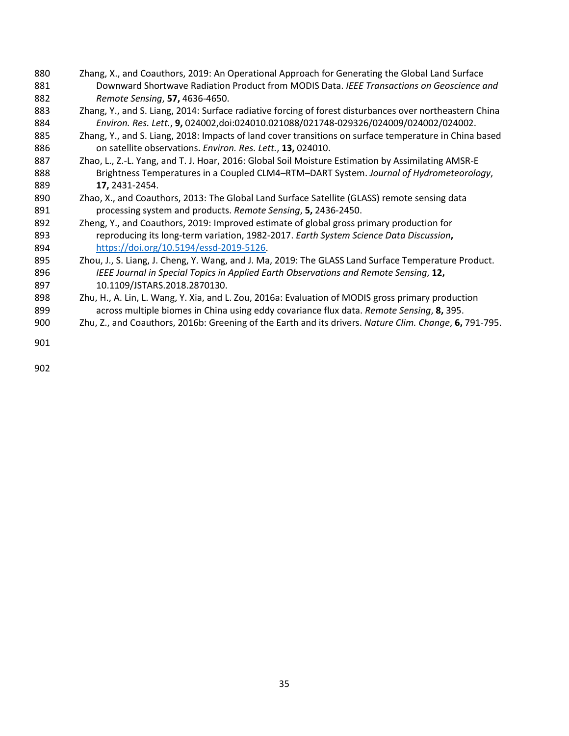Zhang, X., and Coauthors, 2019: An Operational Approach for Generating the Global Land Surface Downward Shortwave Radiation Product from MODIS Data. *IEEE Transactions on Geoscience and Remote Sensing*, **57,** 4636-4650.

Zhang, Y., and S. Liang, 2014: Surface radiative forcing of forest disturbances over northeastern China *Environ. Res. Lett.*, **9,** 024002,doi:024010.021088/021748-029326/024009/024002/024002.

Zhang, Y., and S. Liang, 2018: Impacts of land cover transitions on surface temperature in China based on satellite observations. *Environ. Res. Lett.*, **13,** 024010.

Zhao, L., Z.-L. Yang, and T. J. Hoar, 2016: Global Soil Moisture Estimation by Assimilating AMSR-E Brightness Temperatures in a Coupled CLM4–RTM–DART System. *Journal of Hydrometeorology*, **17,** 2431-2454.

Zhao, X., and Coauthors, 2013: The Global Land Surface Satellite (GLASS) remote sensing data processing system and products. *Remote Sensing*, **5,** 2436-2450.

Zheng, Y., and Coauthors, 2019: Improved estimate of global gross primary production for reproducing its long-term variation, 1982-2017. *Earth System Science Data Discussion*, https://doi.org/10.5194/essd-2019-5126.

Zhou, J., S. Liang, J. Cheng, Y. Wang, and J. Ma, 2019: The GLASS Land Surface Temperature Product. *IEEE Journal in Special Topics in Applied Earth Observations and Remote Sensing*, **12,** 10.1109/JSTARS.2018.2870130.

Zhu, H., A. Lin, L. Wang, Y. Xia, and L. Zou, 2016a: Evaluation of MODIS gross primary production across multiple biomes in China using eddy covariance flux data. *Remote Sensing*, **8,** 395.

Zhu, Z., and Coauthors, 2016b: Greening of the Earth and its drivers. *Nature Clim. Change*, **6,** 791-795.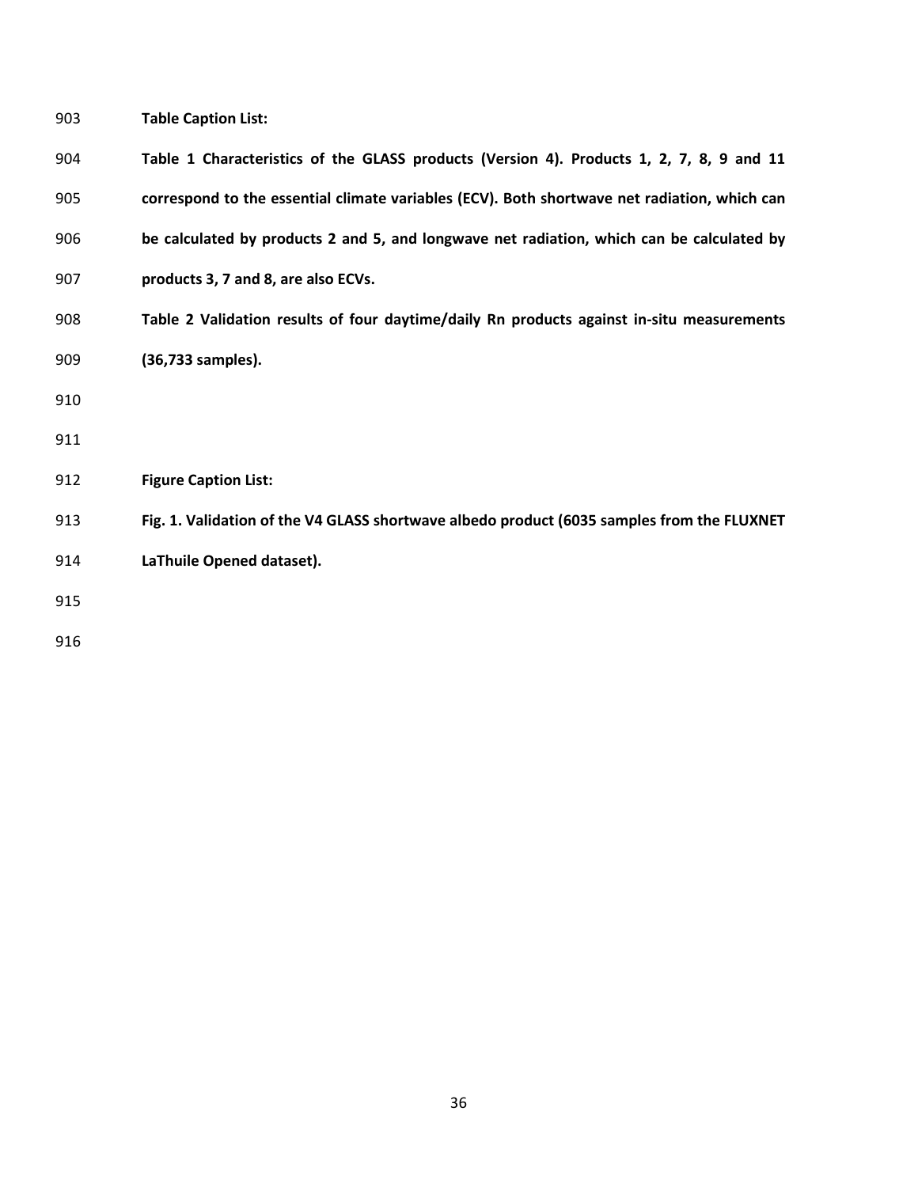**Table Caption List:**

**Table 1 Characteristics of the GLASS products (Version 4). Products 1, 2, 7, 8, 9 and 11 correspond to the essential climate variables (ECV). Both shortwave net radiation, which can be calculated by products 2 and 5, and longwave net radiation, which can be calculated by products 3, 7 and 8, are also ECVs.**

**Table 2 Validation results of four daytime/daily Rn products against in-situ measurements (36,733 samples).**

**Figure Caption List:**

**Fig. 1. Validation of the V4 GLASS shortwave albedo product (6035 samples from the FLUXNET LaThuile Opened dataset).**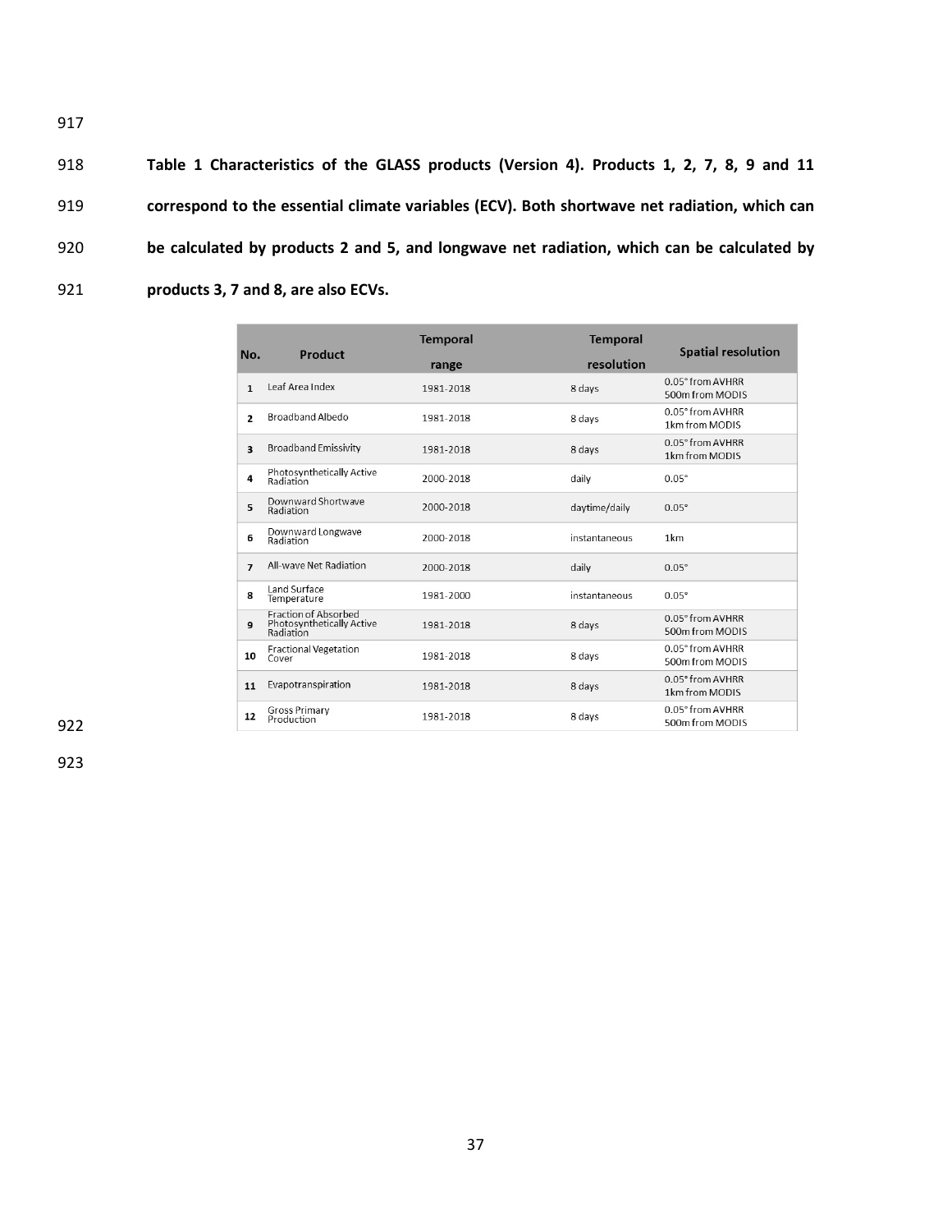**Table 1 Characteristics of the GLASS products (Version 4). Products 1, 2, 7, 8, 9 and 11 correspond to the essential climate variables (ECV). Both shortwave net radiation, which can be calculated by products 2 and 5, and longwave net radiation, which can be calculated by products 3, 7 and 8, are also ECVs.**

| No. | Product | Temporal range | Temporal resolution | Spatial resolution |
|---|---|---|---|---|
| 1 | Leaf Area Index | 1981-2018 | 8 days | 0.05° from AVHRR<br>500m from MODIS |
| 2 | Broadband Albedo | 1981-2018 | 8 days | 0.05° from AVHRR<br>1km from MODIS |
| 3 | Broadband Emissivity | 1981-2018 | 8 days | 0.05° from AVHRR<br>1km from MODIS |
| 4 | Photosynthetically Active Radiation | 2000-2018 | daily | 0.05° |
| 5 | Downward Shortwave Radiation | 2000-2018 | daytime/daily | 0.05° |
| 6 | Downward Longwave Radiation | 2000-2018 | instantaneous | 1km |
| 7 | All-wave Net Radiation | 2000-2018 | daily | 0.05° |
| 8 | Land Surface Temperature | 1981-2000 | instantaneous | 0.05° |
| 9 | Fraction of Absorbed Photosynthetically Active Radiation | 1981-2018 | 8 days | 0.05° from AVHRR<br>500m from MODIS |
| 10 | Fractional Vegetation Cover | 1981-2018 | 8 days | 0.05° from AVHRR<br>500m from MODIS |
| 11 | Evapotranspiration | 1981-2018 | 8 days | 0.05° from AVHRR<br>1km from MODIS |
| 12 | Gross Primary Production | 1981-2018 | 8 days | 0.05° from AVHRR<br>500m from MODIS |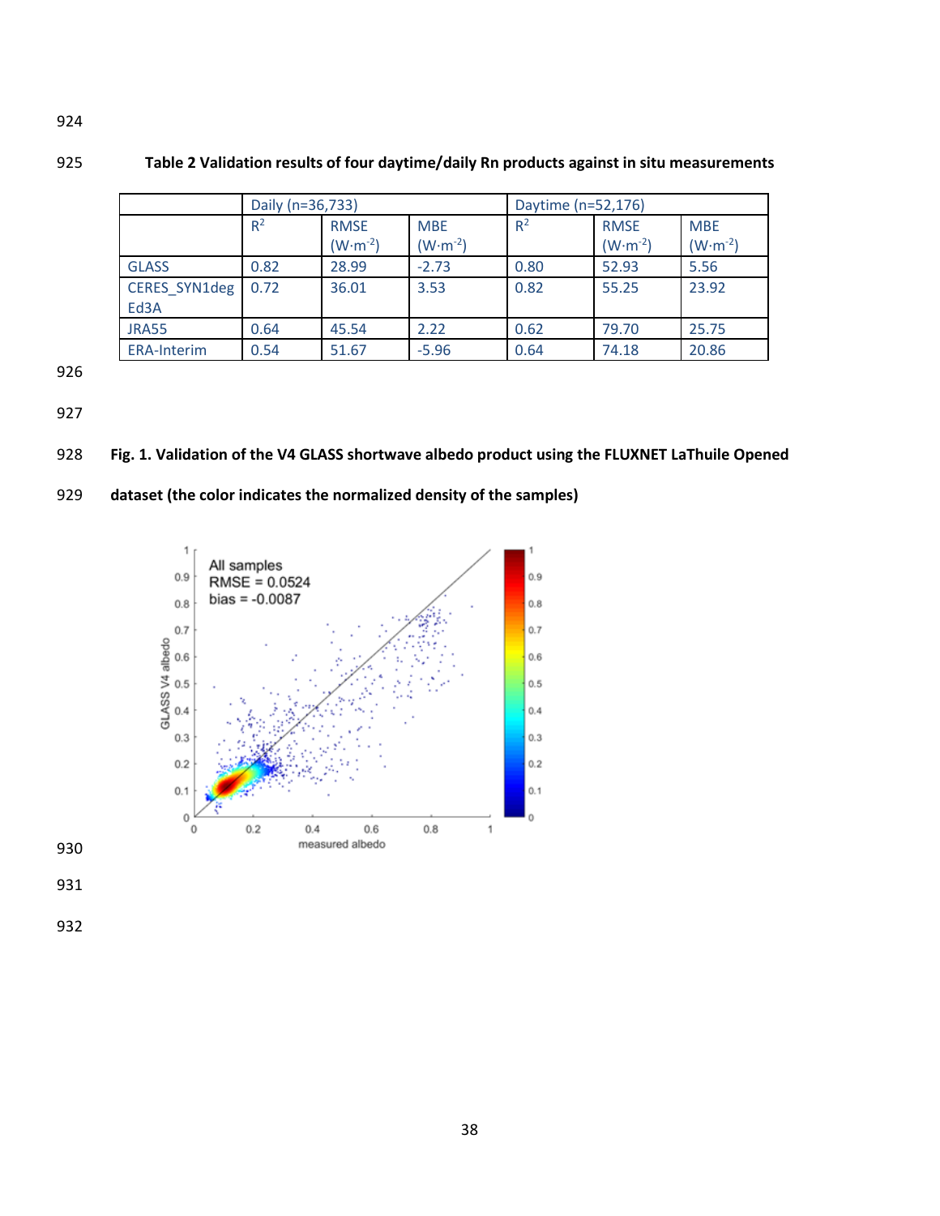**Table 2 Validation results of four daytime/daily Rn products against in situ measurements**

| | Daily (n=36,733) | | | Daytime (n=52,176) | | |
|---|---|---|---|---|---|---|
| | $R^2$ | RMSE ($W \cdot m^{-2}$) | MBE ($W \cdot m^{-2}$) | $R^2$ | RMSE ($W \cdot m^{-2}$) | MBE ($W \cdot m^{-2}$) |
| GLASS | 0.82 | 28.99 | -2.73 | 0.80 | 52.93 | 5.56 |
| CERES_SYN1deg Ed3A | 0.72 | 36.01 | 3.53 | 0.82 | 55.25 | 23.92 |
| JRA55 | 0.64 | 45.54 | 2.22 | 0.62 | 79.70 | 25.75 |
| ERA-Interim | 0.54 | 51.67 | -5.96 | 0.64 | 74.18 | 20.86 |

**Fig. 1. Validation of the V4 GLASS shortwave albedo product using the FLUXNET LaThuile Opened dataset (the color indicates the normalized density of the samples)**

All samples
RMSE = 0.0524
bias = -0.0087

GLASS V4 albedo

measured albedo